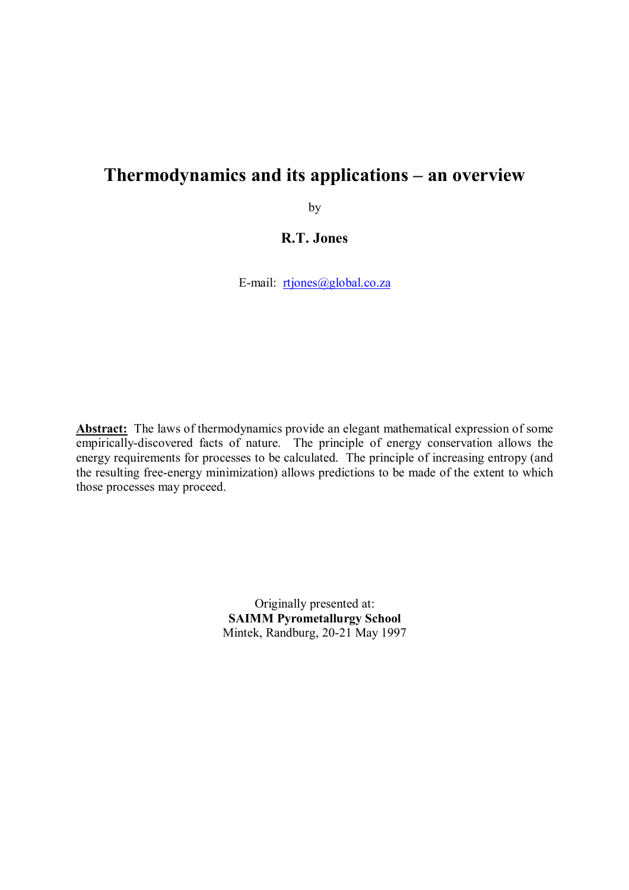# Thermodynamics and its applications – an overview

by

**R.T. Jones**

E-mail: [rtjones@global.co.za](mailto:rtjones@global.co.za)

**Abstract:** The laws of thermodynamics provide an elegant mathematical expression of some empirically-discovered facts of nature. The principle of energy conservation allows the energy requirements for processes to be calculated. The principle of increasing entropy (and the resulting free-energy minimization) allows predictions to be made of the extent to which those processes may proceed.

Originally presented at:
**SAIMM Pyrometallurgy School**
Mintek, Randburg, 20-21 May 1997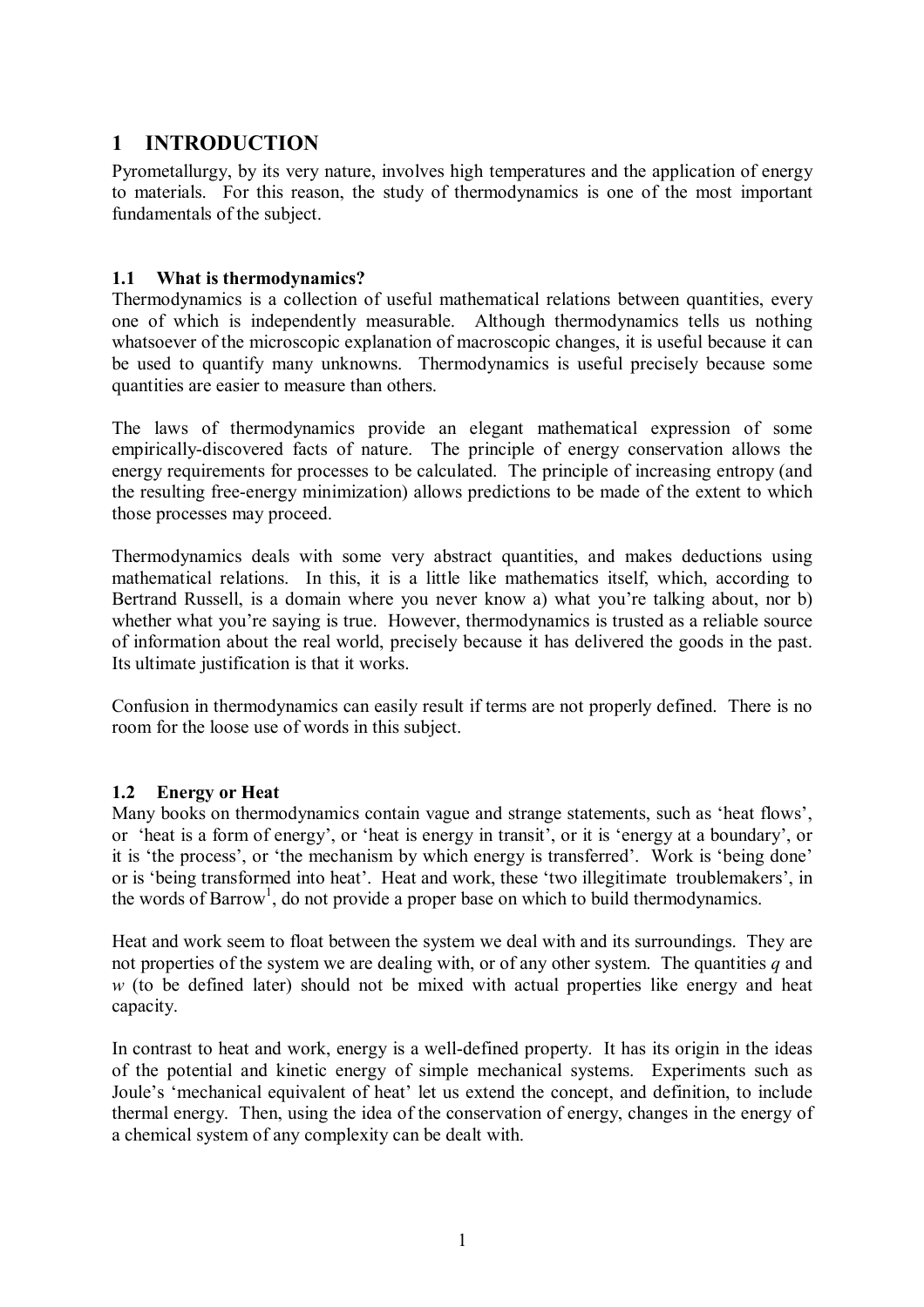# 1 INTRODUCTION

Pyrometallurgy, by its very nature, involves high temperatures and the application of energy to materials. For this reason, the study of thermodynamics is one of the most important fundamentals of the subject.

## 1.1 What is thermodynamics?

Thermodynamics is a collection of useful mathematical relations between quantities, every one of which is independently measurable. Although thermodynamics tells us nothing whatsoever of the microscopic explanation of macroscopic changes, it is useful because it can be used to quantify many unknowns. Thermodynamics is useful precisely because some quantities are easier to measure than others.

The laws of thermodynamics provide an elegant mathematical expression of some empirically-discovered facts of nature. The principle of energy conservation allows the energy requirements for processes to be calculated. The principle of increasing entropy (and the resulting free-energy minimization) allows predictions to be made of the extent to which those processes may proceed.

Thermodynamics deals with some very abstract quantities, and makes deductions using mathematical relations. In this, it is a little like mathematics itself, which, according to Bertrand Russell, is a domain where you never know a) what you're talking about, nor b) whether what you're saying is true. However, thermodynamics is trusted as a reliable source of information about the real world, precisely because it has delivered the goods in the past. Its ultimate justification is that it works.

Confusion in thermodynamics can easily result if terms are not properly defined. There is no room for the loose use of words in this subject.

## 1.2 Energy or Heat

Many books on thermodynamics contain vague and strange statements, such as 'heat flows', or 'heat is a form of energy', or 'heat is energy in transit', or it is 'energy at a boundary', or it is 'the process', or 'the mechanism by which energy is transferred'. Work is 'being done' or is 'being transformed into heat'. Heat and work, these 'two illegitimate troublemakers', in the words of Barrow[1], do not provide a proper base on which to build thermodynamics.

Heat and work seem to float between the system we deal with and its surroundings. They are not properties of the system we are dealing with, or of any other system. The quantities $q$ and $w$ (to be defined later) should not be mixed with actual properties like energy and heat capacity.

In contrast to heat and work, energy is a well-defined property. It has its origin in the ideas of the potential and kinetic energy of simple mechanical systems. Experiments such as Joule's 'mechanical equivalent of heat' let us extend the concept, and definition, to include thermal energy. Then, using the idea of the conservation of energy, changes in the energy of a chemical system of any complexity can be dealt with.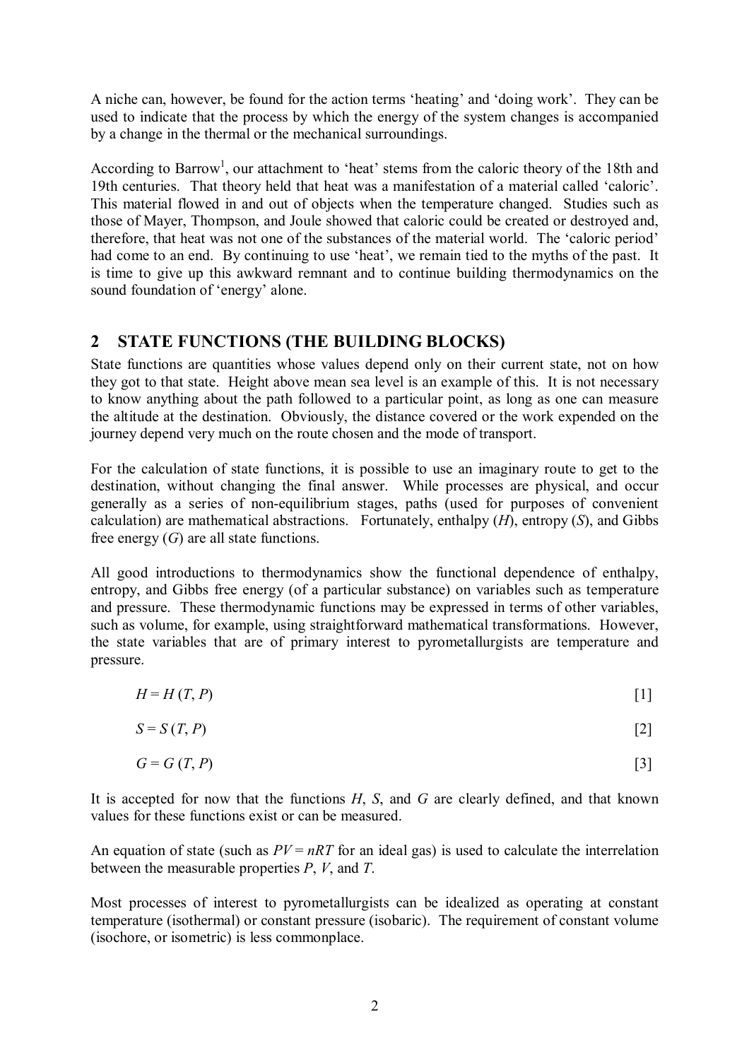A niche can, however, be found for the action terms 'heating' and 'doing work'. They can be used to indicate that the process by which the energy of the system changes is accompanied by a change in the thermal or the mechanical surroundings.

According to Barrow[1], our attachment to 'heat' stems from the caloric theory of the 18th and 19th centuries. That theory held that heat was a manifestation of a material called 'caloric'. This material flowed in and out of objects when the temperature changed. Studies such as those of Mayer, Thompson, and Joule showed that caloric could be created or destroyed and, therefore, that heat was not one of the substances of the material world. The 'caloric period' had come to an end. By continuing to use 'heat', we remain tied to the myths of the past. It is time to give up this awkward remnant and to continue building thermodynamics on the sound foundation of 'energy' alone.

## 2 STATE FUNCTIONS (THE BUILDING BLOCKS)

State functions are quantities whose values depend only on their current state, not on how they got to that state. Height above mean sea level is an example of this. It is not necessary to know anything about the path followed to a particular point, as long as one can measure the altitude at the destination. Obviously, the distance covered or the work expended on the journey depend very much on the route chosen and the mode of transport.

For the calculation of state functions, it is possible to use an imaginary route to get to the destination, without changing the final answer. While processes are physical, and occur generally as a series of non-equilibrium stages, paths (used for purposes of convenient calculation) are mathematical abstractions. Fortunately, enthalpy ($H$), entropy ($S$), and Gibbs free energy ($G$) are all state functions.

All good introductions to thermodynamics show the functional dependence of enthalpy, entropy, and Gibbs free energy (of a particular substance) on variables such as temperature and pressure. These thermodynamic functions may be expressed in terms of other variables, such as volume, for example, using straightforward mathematical transformations. However, the state variables that are of primary interest to pyrometallurgists are temperature and pressure.

$$H = H(T, P) \qquad [1]$$

$$S = S(T, P) \qquad [2]$$

$$G = G(T, P) \qquad [3]$$

It is accepted for now that the functions $H$, $S$, and $G$ are clearly defined, and that known values for these functions exist or can be measured.

An equation of state (such as $PV = nRT$ for an ideal gas) is used to calculate the interrelation between the measurable properties $P$, $V$, and $T$.

Most processes of interest to pyrometallurgists can be idealized as operating at constant temperature (isothermal) or constant pressure (isobaric). The requirement of constant volume (isochore, or isometric) is less commonplace.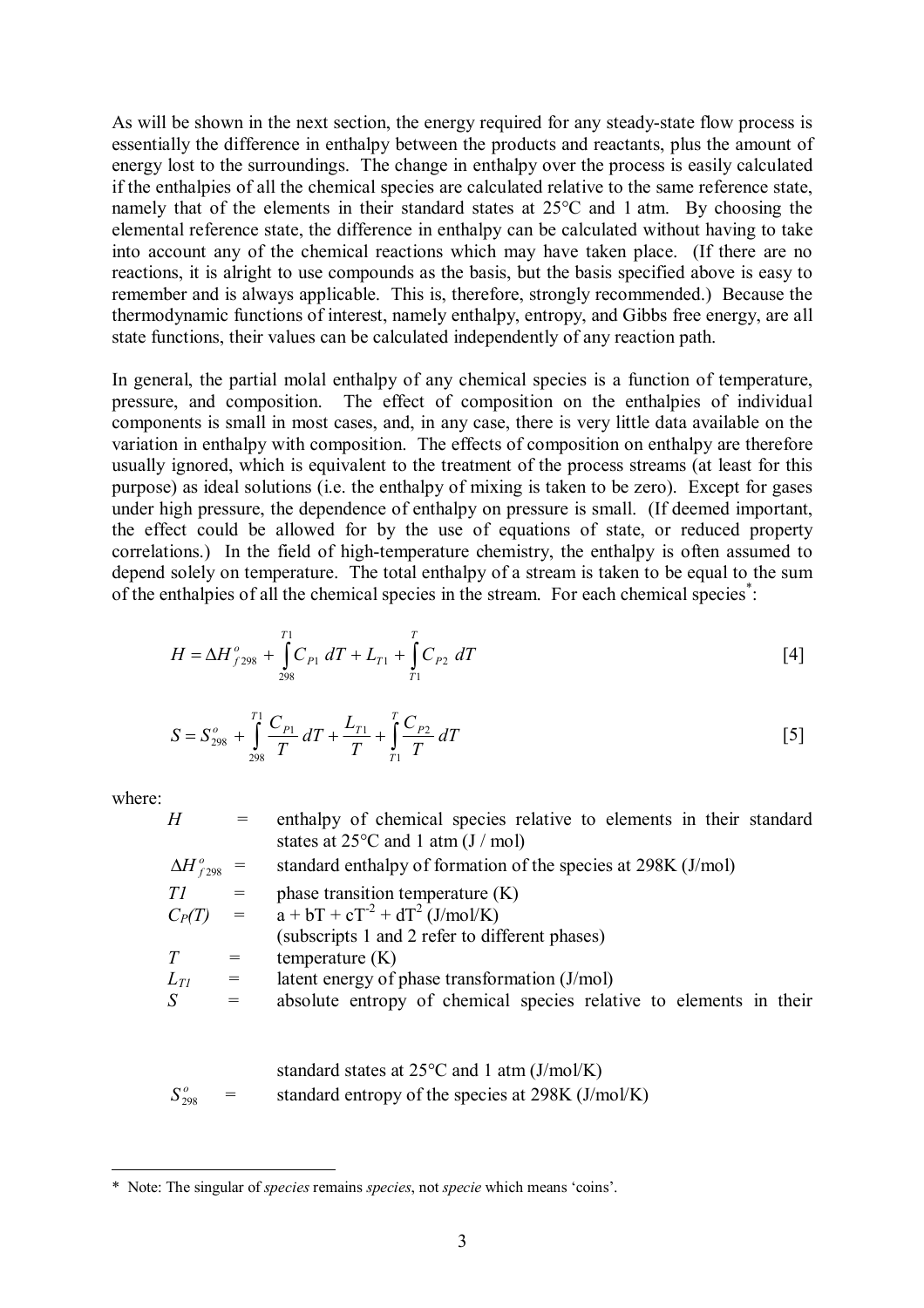As will be shown in the next section, the energy required for any steady-state flow process is essentially the difference in enthalpy between the products and reactants, plus the amount of energy lost to the surroundings. The change in enthalpy over the process is easily calculated if the enthalpies of all the chemical species are calculated relative to the same reference state, namely that of the elements in their standard states at 25°C and 1 atm. By choosing the elemental reference state, the difference in enthalpy can be calculated without having to take into account any of the chemical reactions which may have taken place. (If there are no reactions, it is alright to use compounds as the basis, but the basis specified above is easy to remember and is always applicable. This is, therefore, strongly recommended.) Because the thermodynamic functions of interest, namely enthalpy, entropy, and Gibbs free energy, are all state functions, their values can be calculated independently of any reaction path.

In general, the partial molal enthalpy of any chemical species is a function of temperature, pressure, and composition. The effect of composition on the enthalpies of individual components is small in most cases, and, in any case, there is very little data available on the variation in enthalpy with composition. The effects of composition on enthalpy are therefore usually ignored, which is equivalent to the treatment of the process streams (at least for this purpose) as ideal solutions (i.e. the enthalpy of mixing is taken to be zero). Except for gases under high pressure, the dependence of enthalpy on pressure is small. (If deemed important, the effect could be allowed for by the use of equations of state, or reduced property correlations.) In the field of high-temperature chemistry, the enthalpy is often assumed to depend solely on temperature. The total enthalpy of a stream is taken to be equal to the sum of the enthalpies of all the chemical species in the stream. For each chemical species*:

$$H = \Delta H^o_{f298} + \int_{298}^{T1} C_{P1}\, dT + L_{T1} + \int_{T1}^{T} C_{P2}\, dT \qquad [4]$$

$$S = S^o_{298} + \int_{298}^{T1} \frac{C_{P1}}{T}\, dT + \frac{L_{T1}}{T} + \int_{T1}^{T} \frac{C_{P2}}{T}\, dT \qquad [5]$$

where:

| | | |
|---|---|---|
| $H$ | = | enthalpy of chemical species relative to elements in their standard states at 25°C and 1 atm (J / mol) |
| $\Delta H^o_{f298}$ | = | standard enthalpy of formation of the species at 298K (J/mol) |
| $T1$ | = | phase transition temperature (K) |
| $C_P(T)$ | = | $a + bT + cT^{-2} + dT^2$ (J/mol/K) (subscripts 1 and 2 refer to different phases) |
| $T$ | = | temperature (K) |
| $L_{T1}$ | = | latent energy of phase transformation (J/mol) |
| $S$ | = | absolute entropy of chemical species relative to elements in their standard states at 25°C and 1 atm (J/mol/K) |
| $S^o_{298}$ | = | standard entropy of the species at 298K (J/mol/K) |

\* Note: The singular of *species* remains *species*, not *specie* which means 'coins'.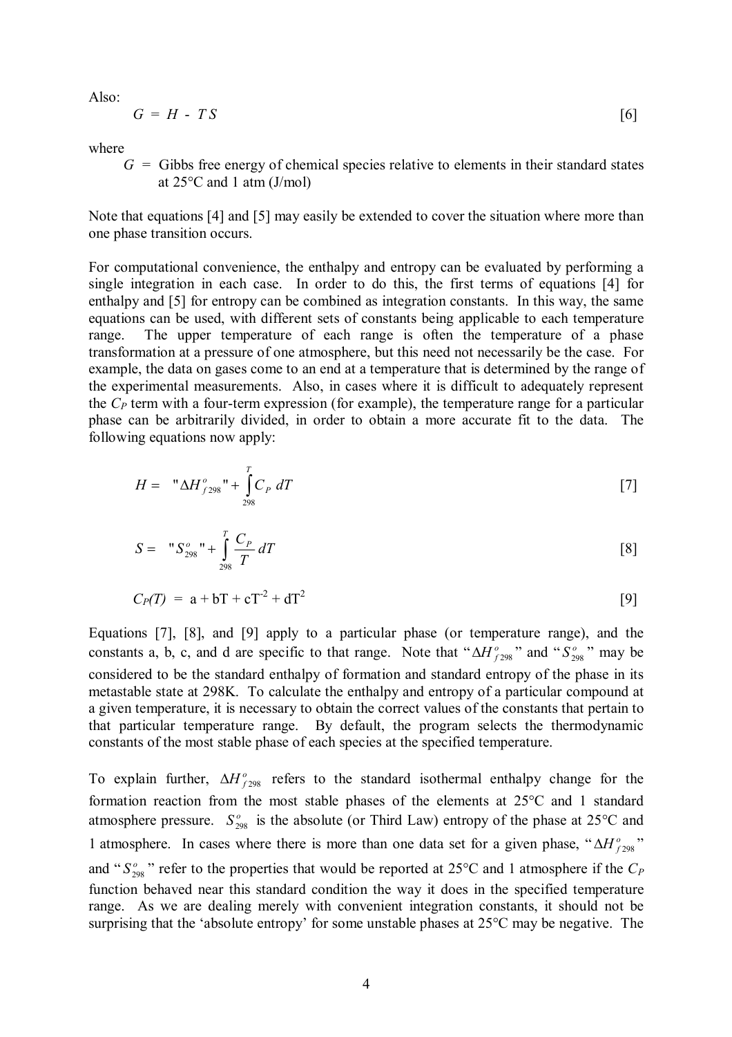Also:

$$G = H - TS \qquad [6]$$

where

$G$ = Gibbs free energy of chemical species relative to elements in their standard states at 25°C and 1 atm (J/mol)

Note that equations [4] and [5] may easily be extended to cover the situation where more than one phase transition occurs.

For computational convenience, the enthalpy and entropy can be evaluated by performing a single integration in each case. In order to do this, the first terms of equations [4] for enthalpy and [5] for entropy can be combined as integration constants. In this way, the same equations can be used, with different sets of constants being applicable to each temperature range. The upper temperature of each range is often the temperature of a phase transformation at a pressure of one atmosphere, but this need not necessarily be the case. For example, the data on gases come to an end at a temperature that is determined by the range of the experimental measurements. Also, in cases where it is difficult to adequately represent the $C_P$ term with a four-term expression (for example), the temperature range for a particular phase can be arbitrarily divided, in order to obtain a more accurate fit to the data. The following equations now apply:

$$H = \text{"}\Delta H^o_{f\,298}\text{"} + \int_{298}^{T} C_P \, dT \qquad [7]$$

$$S = \text{"}S^o_{298}\text{"} + \int_{298}^{T} \frac{C_P}{T} \, dT \qquad [8]$$

$$C_P(T) = a + bT + cT^{-2} + dT^2 \qquad [9]$$

Equations [7], [8], and [9] apply to a particular phase (or temperature range), and the constants a, b, c, and d are specific to that range. Note that "$\Delta H^o_{f\,298}$" and "$S^o_{298}$" may be considered to be the standard enthalpy of formation and standard entropy of the phase in its metastable state at 298K. To calculate the enthalpy and entropy of a particular compound at a given temperature, it is necessary to obtain the correct values of the constants that pertain to that particular temperature range. By default, the program selects the thermodynamic constants of the most stable phase of each species at the specified temperature.

To explain further, $\Delta H^o_{f\,298}$ refers to the standard isothermal enthalpy change for the formation reaction from the most stable phases of the elements at 25°C and 1 standard atmosphere pressure. $S^o_{298}$ is the absolute (or Third Law) entropy of the phase at 25°C and 1 atmosphere. In cases where there is more than one data set for a given phase, "$\Delta H^o_{f\,298}$" and "$S^o_{298}$" refer to the properties that would be reported at 25°C and 1 atmosphere if the $C_P$ function behaved near this standard condition the way it does in the specified temperature range. As we are dealing merely with convenient integration constants, it should not be surprising that the 'absolute entropy' for some unstable phases at 25°C may be negative. The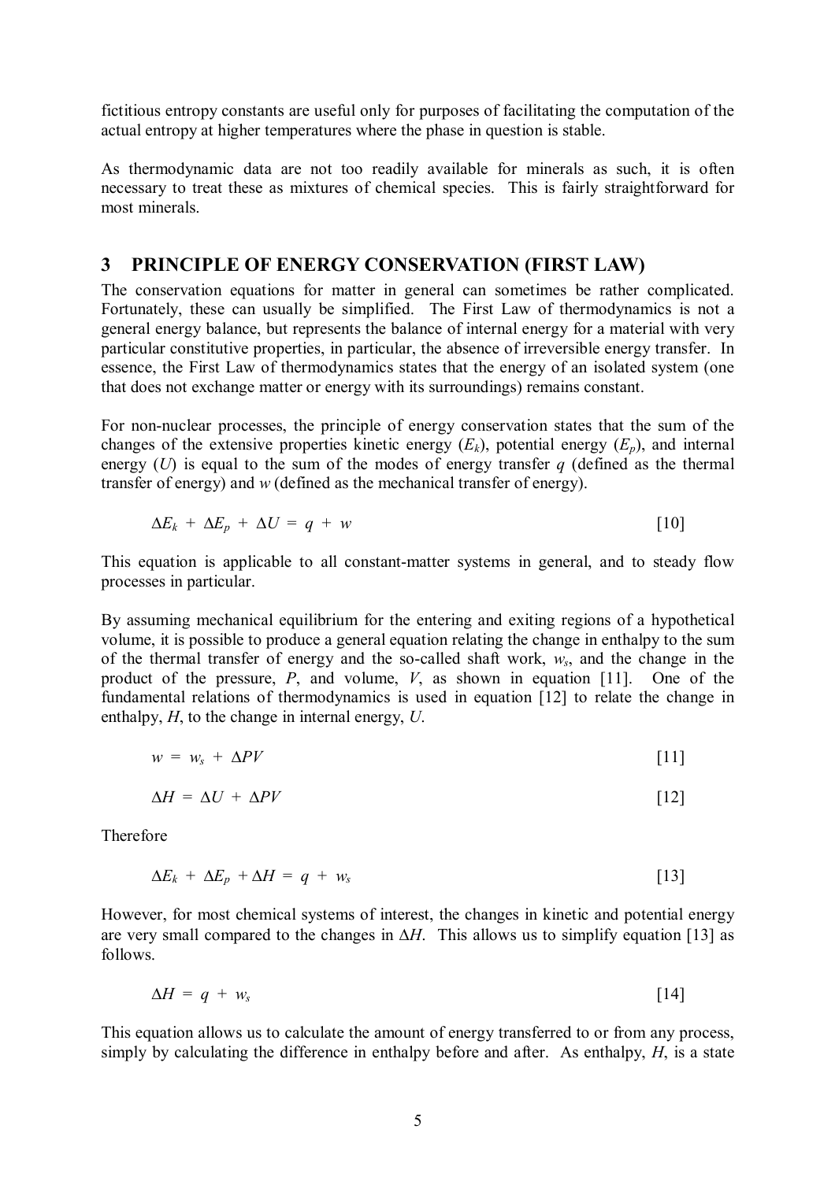fictitious entropy constants are useful only for purposes of facilitating the computation of the actual entropy at higher temperatures where the phase in question is stable.

As thermodynamic data are not too readily available for minerals as such, it is often necessary to treat these as mixtures of chemical species. This is fairly straightforward for most minerals.

## 3 PRINCIPLE OF ENERGY CONSERVATION (FIRST LAW)

The conservation equations for matter in general can sometimes be rather complicated. Fortunately, these can usually be simplified. The First Law of thermodynamics is not a general energy balance, but represents the balance of internal energy for a material with very particular constitutive properties, in particular, the absence of irreversible energy transfer. In essence, the First Law of thermodynamics states that the energy of an isolated system (one that does not exchange matter or energy with its surroundings) remains constant.

For non-nuclear processes, the principle of energy conservation states that the sum of the changes of the extensive properties kinetic energy ($E_k$), potential energy ($E_p$), and internal energy ($U$) is equal to the sum of the modes of energy transfer $q$ (defined as the thermal transfer of energy) and $w$ (defined as the mechanical transfer of energy).

$$\Delta E_k + \Delta E_p + \Delta U = q + w \qquad [10]$$

This equation is applicable to all constant-matter systems in general, and to steady flow processes in particular.

By assuming mechanical equilibrium for the entering and exiting regions of a hypothetical volume, it is possible to produce a general equation relating the change in enthalpy to the sum of the thermal transfer of energy and the so-called shaft work, $w_s$, and the change in the product of the pressure, $P$, and volume, $V$, as shown in equation [11]. One of the fundamental relations of thermodynamics is used in equation [12] to relate the change in enthalpy, $H$, to the change in internal energy, $U$.

$$w = w_s + \Delta PV \qquad [11]$$

$$\Delta H = \Delta U + \Delta PV \qquad [12]$$

Therefore

$$\Delta E_k + \Delta E_p + \Delta H = q + w_s \qquad [13]$$

However, for most chemical systems of interest, the changes in kinetic and potential energy are very small compared to the changes in $\Delta H$. This allows us to simplify equation [13] as follows.

$$\Delta H = q + w_s \qquad [14]$$

This equation allows us to calculate the amount of energy transferred to or from any process, simply by calculating the difference in enthalpy before and after. As enthalpy, $H$, is a state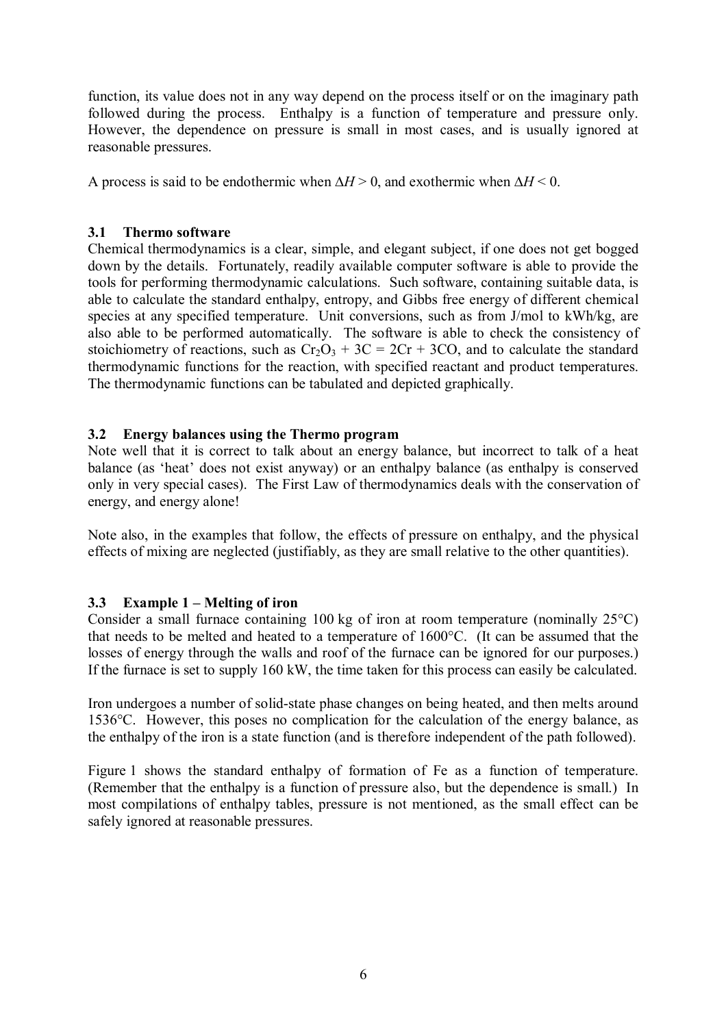function, its value does not in any way depend on the process itself or on the imaginary path followed during the process. Enthalpy is a function of temperature and pressure only. However, the dependence on pressure is small in most cases, and is usually ignored at reasonable pressures.

A process is said to be endothermic when $\Delta H > 0$, and exothermic when $\Delta H < 0$.

### 3.1 Thermo software

Chemical thermodynamics is a clear, simple, and elegant subject, if one does not get bogged down by the details. Fortunately, readily available computer software is able to provide the tools for performing thermodynamic calculations. Such software, containing suitable data, is able to calculate the standard enthalpy, entropy, and Gibbs free energy of different chemical species at any specified temperature. Unit conversions, such as from J/mol to kWh/kg, are also able to be performed automatically. The software is able to check the consistency of stoichiometry of reactions, such as $Cr_2O_3 + 3C = 2Cr + 3CO$, and to calculate the standard thermodynamic functions for the reaction, with specified reactant and product temperatures. The thermodynamic functions can be tabulated and depicted graphically.

### 3.2 Energy balances using the Thermo program

Note well that it is correct to talk about an energy balance, but incorrect to talk of a heat balance (as 'heat' does not exist anyway) or an enthalpy balance (as enthalpy is conserved only in very special cases). The First Law of thermodynamics deals with the conservation of energy, and energy alone!

Note also, in the examples that follow, the effects of pressure on enthalpy, and the physical effects of mixing are neglected (justifiably, as they are small relative to the other quantities).

### 3.3 Example 1 – Melting of iron

Consider a small furnace containing 100 kg of iron at room temperature (nominally 25°C) that needs to be melted and heated to a temperature of 1600°C. (It can be assumed that the losses of energy through the walls and roof of the furnace can be ignored for our purposes.) If the furnace is set to supply 160 kW, the time taken for this process can easily be calculated.

Iron undergoes a number of solid-state phase changes on being heated, and then melts around 1536°C. However, this poses no complication for the calculation of the energy balance, as the enthalpy of the iron is a state function (and is therefore independent of the path followed).

Figure 1 shows the standard enthalpy of formation of Fe as a function of temperature. (Remember that the enthalpy is a function of pressure also, but the dependence is small.) In most compilations of enthalpy tables, pressure is not mentioned, as the small effect can be safely ignored at reasonable pressures.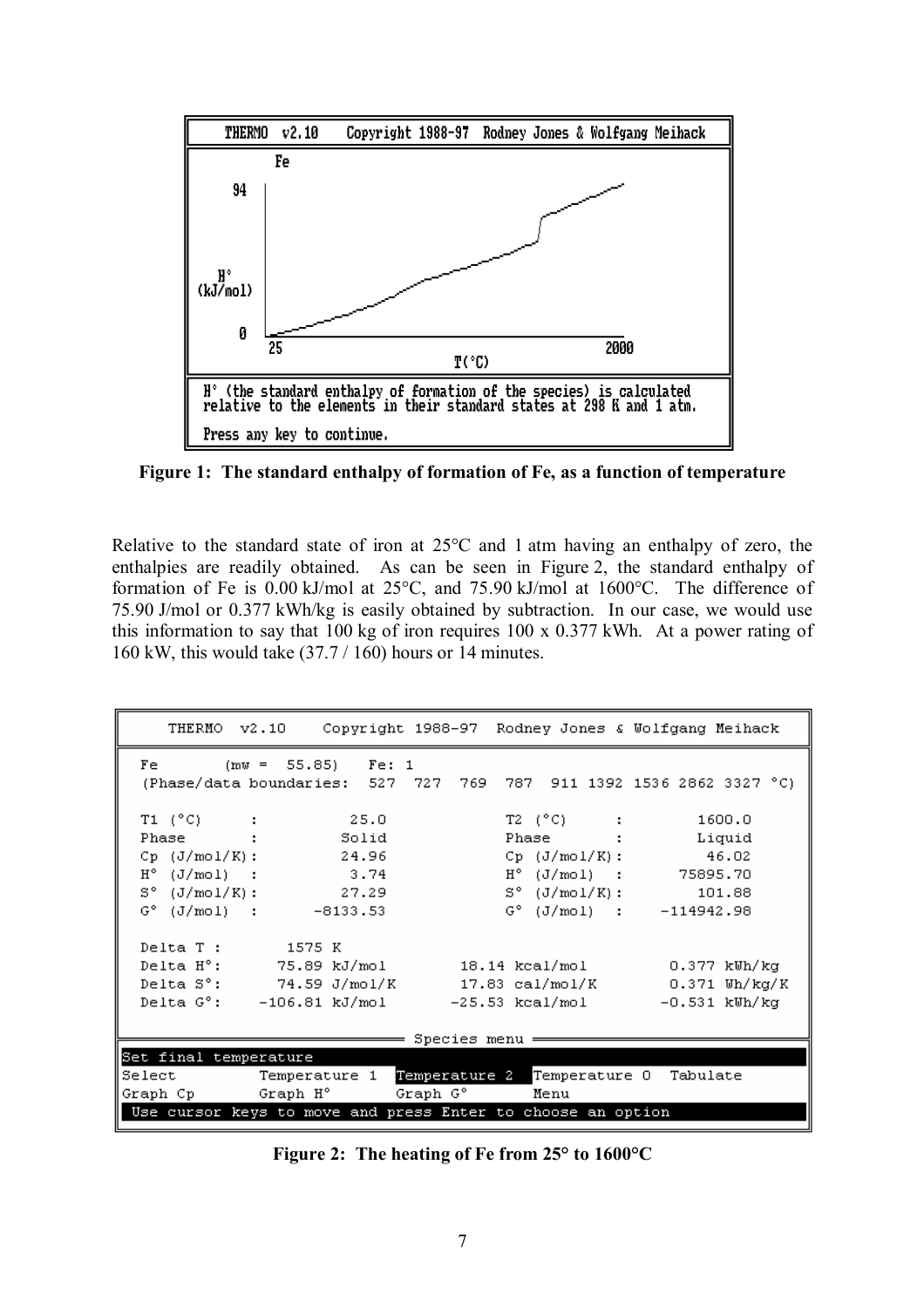**Figure 1: The standard enthalpy of formation of Fe, as a function of temperature**

Relative to the standard state of iron at 25°C and 1 atm having an enthalpy of zero, the enthalpies are readily obtained. As can be seen in Figure 2, the standard enthalpy of formation of Fe is 0.00 kJ/mol at 25°C, and 75.90 kJ/mol at 1600°C. The difference of 75.90 J/mol or 0.377 kWh/kg is easily obtained by subtraction. In our case, we would use this information to say that 100 kg of iron requires 100 x 0.377 kWh. At a power rating of 160 kW, this would take (37.7 / 160) hours or 14 minutes.

**Figure 2: The heating of Fe from 25° to 1600°C**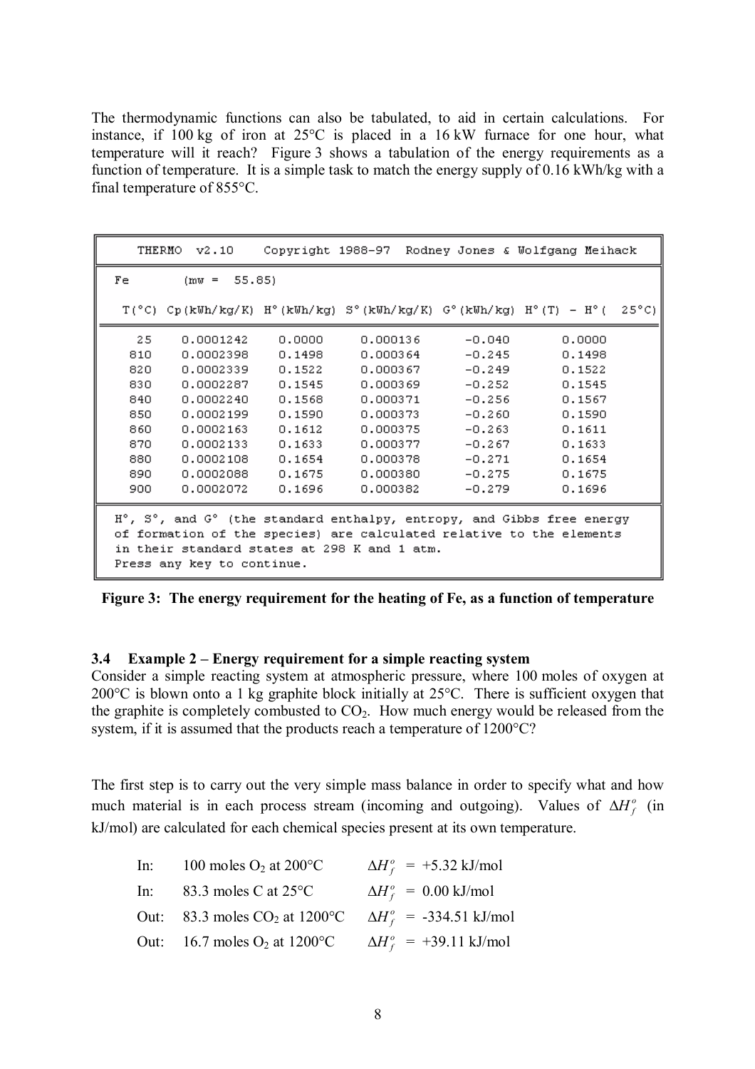The thermodynamic functions can also be tabulated, to aid in certain calculations. For instance, if 100 kg of iron at 25°C is placed in a 16 kW furnace for one hour, what temperature will it reach? Figure 3 shows a tabulation of the energy requirements as a function of temperature. It is a simple task to match the energy supply of 0.16 kWh/kg with a final temperature of 855°C.

THERMO v2.10 Copyright 1988-97 Rodney Jones & Wolfgang Meihack

Fe (mw = 55.85)

| T(°C) | Cp(kWh/kg/K) | H°(kWh/kg) | S°(kWh/kg/K) | G°(kWh/kg) | H°(T) - H°( 25°C) |
|---|---|---|---|---|---|
| 25 | 0.0001242 | 0.0000 | 0.000136 | -0.040 | 0.0000 |
| 810 | 0.0002398 | 0.1498 | 0.000364 | -0.245 | 0.1498 |
| 820 | 0.0002339 | 0.1522 | 0.000367 | -0.249 | 0.1522 |
| 830 | 0.0002287 | 0.1545 | 0.000369 | -0.252 | 0.1545 |
| 840 | 0.0002240 | 0.1568 | 0.000371 | -0.256 | 0.1567 |
| 850 | 0.0002199 | 0.1590 | 0.000373 | -0.260 | 0.1590 |
| 860 | 0.0002163 | 0.1612 | 0.000375 | -0.263 | 0.1611 |
| 870 | 0.0002133 | 0.1633 | 0.000377 | -0.267 | 0.1633 |
| 880 | 0.0002108 | 0.1654 | 0.000378 | -0.271 | 0.1654 |
| 890 | 0.0002088 | 0.1675 | 0.000380 | -0.275 | 0.1675 |
| 900 | 0.0002072 | 0.1696 | 0.000382 | -0.279 | 0.1696 |

H°, S°, and G° (the standard enthalpy, entropy, and Gibbs free energy of formation of the species) are calculated relative to the elements in their standard states at 298 K and 1 atm.
Press any key to continue.

**Figure 3: The energy requirement for the heating of Fe, as a function of temperature**

### 3.4 Example 2 – Energy requirement for a simple reacting system

Consider a simple reacting system at atmospheric pressure, where 100 moles of oxygen at 200°C is blown onto a 1 kg graphite block initially at 25°C. There is sufficient oxygen that the graphite is completely combusted to $CO_2$. How much energy would be released from the system, if it is assumed that the products reach a temperature of 1200°C?

The first step is to carry out the very simple mass balance in order to specify what and how much material is in each process stream (incoming and outgoing). Values of $\Delta H_f^o$ (in kJ/mol) are calculated for each chemical species present at its own temperature.

| | | |
|---|---|---|
| In: | 100 moles $O_2$ at 200°C | $\Delta H_f^o$ = +5.32 kJ/mol |
| In: | 83.3 moles C at 25°C | $\Delta H_f^o$ = 0.00 kJ/mol |
| Out: | 83.3 moles $CO_2$ at 1200°C | $\Delta H_f^o$ = -334.51 kJ/mol |
| Out: | 16.7 moles $O_2$ at 1200°C | $\Delta H_f^o$ = +39.11 kJ/mol |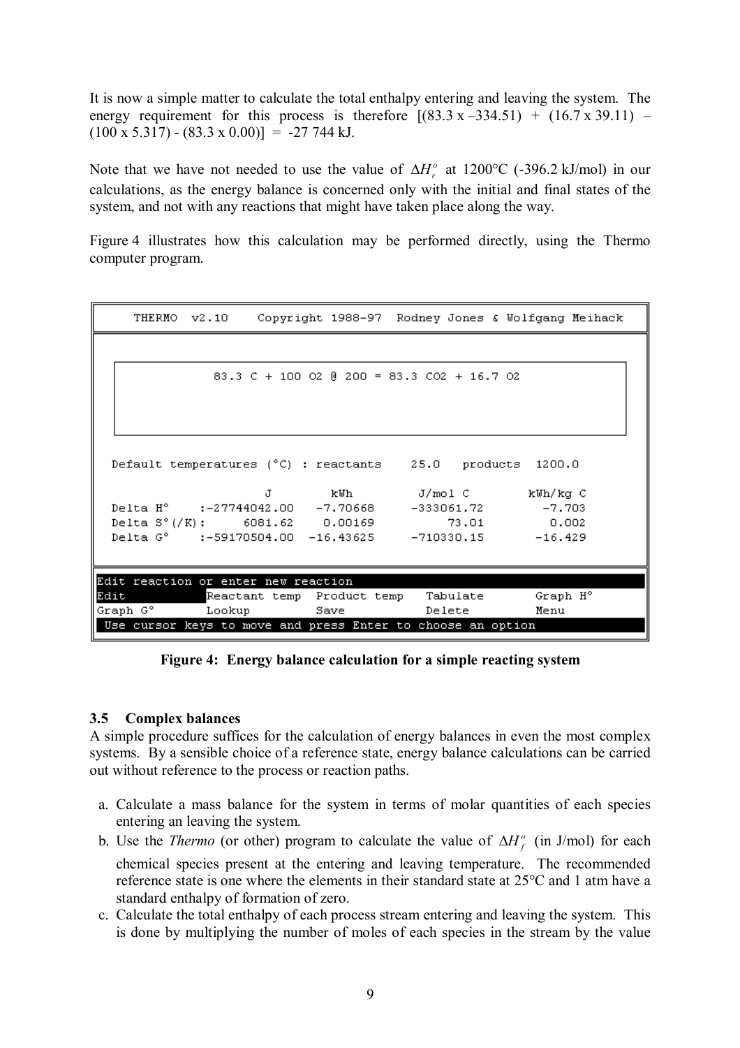It is now a simple matter to calculate the total enthalpy entering and leaving the system. The energy requirement for this process is therefore $[(83.3 \times -334.51) + (16.7 \times 39.11) - (100 \times 5.317) - (83.3 \times 0.00)] = -27\,744$ kJ.

Note that we have not needed to use the value of $\Delta H_r^o$ at 1200°C (-396.2 kJ/mol) in our calculations, as the energy balance is concerned only with the initial and final states of the system, and not with any reactions that might have taken place along the way.

Figure 4 illustrates how this calculation may be performed directly, using the Thermo computer program.

```
THERMO  v2.10    Copyright 1988-97  Rodney Jones & Wolfgang Meihack

        83.3 C + 100 O2 @ 200 = 83.3 CO2 + 16.7 O2

Default temperatures (°C) : reactants    25.0   products  1200.0

                     J           kWh          J/mol C        kWh/kg C
Delta H°     :-27744042.00    -7.70668      -333061.72        -7.703
Delta S°(/K):      6081.62     0.00169          73.01          0.002
Delta G°     :-59170504.00   -16.43625      -710330.15       -16.429

Edit reaction or enter new reaction
Edit           Reactant temp   Product temp   Tabulate      Graph H°
Graph G°       Lookup          Save           Delete        Menu
 Use cursor keys to move and press Enter to choose an option
```

**Figure 4: Energy balance calculation for a simple reacting system**

### 3.5 Complex balances

A simple procedure suffices for the calculation of energy balances in even the most complex systems. By a sensible choice of a reference state, energy balance calculations can be carried out without reference to the process or reaction paths.

a. Calculate a mass balance for the system in terms of molar quantities of each species entering an leaving the system.
b. Use the *Thermo* (or other) program to calculate the value of $\Delta H_f^o$ (in J/mol) for each chemical species present at the entering and leaving temperature. The recommended reference state is one where the elements in their standard state at 25°C and 1 atm have a standard enthalpy of formation of zero.
c. Calculate the total enthalpy of each process stream entering and leaving the system. This is done by multiplying the number of moles of each species in the stream by the value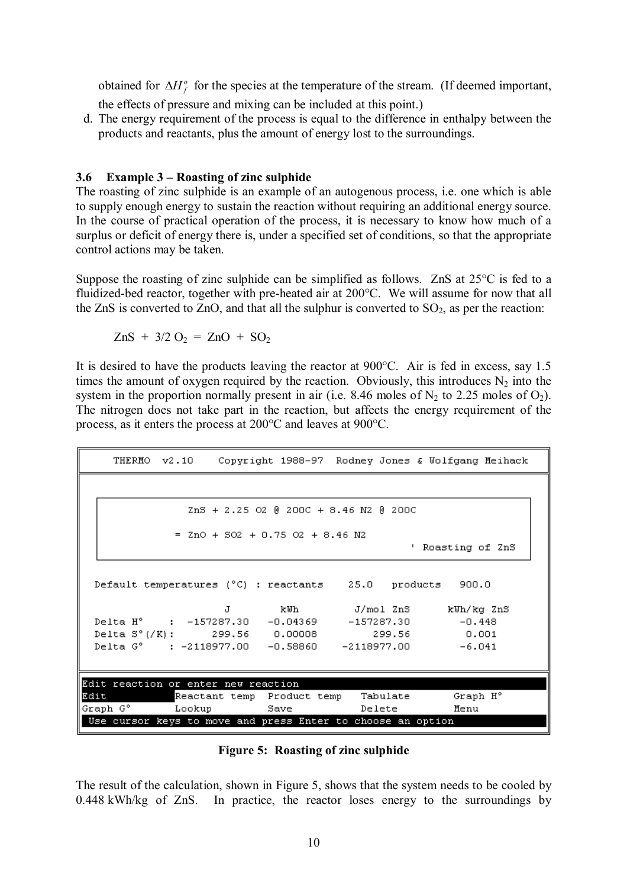obtained for $\Delta H_f^o$ for the species at the temperature of the stream. (If deemed important, the effects of pressure and mixing can be included at this point.)

d. The energy requirement of the process is equal to the difference in enthalpy between the products and reactants, plus the amount of energy lost to the surroundings.

### 3.6 Example 3 – Roasting of zinc sulphide

The roasting of zinc sulphide is an example of an autogenous process, i.e. one which is able to supply enough energy to sustain the reaction without requiring an additional energy source. In the course of practical operation of the process, it is necessary to know how much of a surplus or deficit of energy there is, under a specified set of conditions, so that the appropriate control actions may be taken.

Suppose the roasting of zinc sulphide can be simplified as follows. ZnS at 25°C is fed to a fluidized-bed reactor, together with pre-heated air at 200°C. We will assume for now that all the ZnS is converted to ZnO, and that all the sulphur is converted to $SO_2$, as per the reaction:

$$ZnS + 3/2\, O_2 = ZnO + SO_2$$

It is desired to have the products leaving the reactor at 900°C. Air is fed in excess, say 1.5 times the amount of oxygen required by the reaction. Obviously, this introduces $N_2$ into the system in the proportion normally present in air (i.e. 8.46 moles of $N_2$ to 2.25 moles of $O_2$). The nitrogen does not take part in the reaction, but affects the energy requirement of the process, as it enters the process at 200°C and leaves at 900°C.

```
THERMO  v2.10     Copyright 1988-97  Rodney Jones & Wolfgang Meihack

              ZnS + 2.25 O2 @ 200C + 8.46 N2 @ 200C

           = ZnO + SO2 + 0.75 O2 + 8.46 N2
                                                  ' Roasting of ZnS

 Default temperatures (°C) : reactants    25.0   products    900.0

                      J          kWh        J/mol ZnS      kWh/kg ZnS
 Delta H°    :  -157287.30    -0.04369    -157287.30        -0.448
 Delta S°(/K):     299.56      0.00008       299.56          0.001
 Delta G°    : -2118977.00    -0.58860   -2118977.00        -6.041

Edit reaction or enter new reaction
Edit           Reactant temp   Product temp   Tabulate       Graph H°
Graph G°       Lookup          Save           Delete         Menu
 Use cursor keys to move and press Enter to choose an option
```

**Figure 5: Roasting of zinc sulphide**

The result of the calculation, shown in Figure 5, shows that the system needs to be cooled by 0.448 kWh/kg of ZnS. In practice, the reactor loses energy to the surroundings by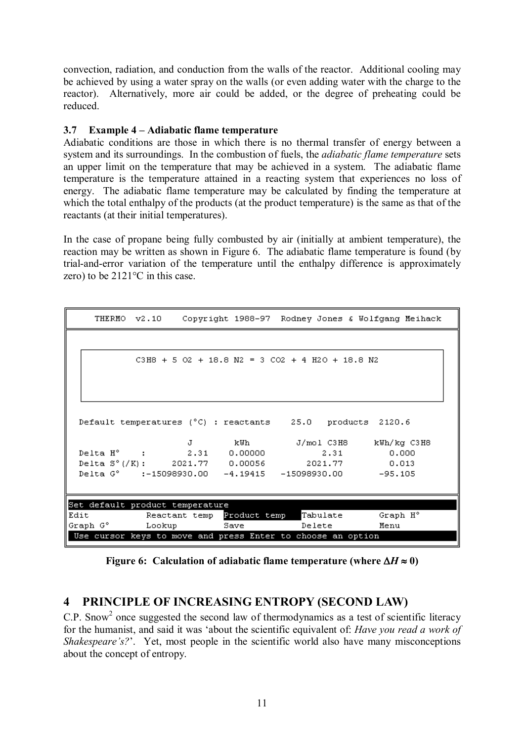convection, radiation, and conduction from the walls of the reactor. Additional cooling may be achieved by using a water spray on the walls (or even adding water with the charge to the reactor). Alternatively, more air could be added, or the degree of preheating could be reduced.

### 3.7 Example 4 – Adiabatic flame temperature

Adiabatic conditions are those in which there is no thermal transfer of energy between a system and its surroundings. In the combustion of fuels, the *adiabatic flame temperature* sets an upper limit on the temperature that may be achieved in a system. The adiabatic flame temperature is the temperature attained in a reacting system that experiences no loss of energy. The adiabatic flame temperature may be calculated by finding the temperature at which the total enthalpy of the products (at the product temperature) is the same as that of the reactants (at their initial temperatures).

In the case of propane being fully combusted by air (initially at ambient temperature), the reaction may be written as shown in Figure 6. The adiabatic flame temperature is found (by trial-and-error variation of the temperature until the enthalpy difference is approximately zero) to be 2121°C in this case.

```
THERMO  v2.10    Copyright 1988-97  Rodney Jones & Wolfgang Meihack

         C3H8 + 5 O2 + 18.8 N2 = 3 CO2 + 4 H2O + 18.8 N2

Default temperatures (°C) : reactants    25.0   products  2120.6

                     J         kWh        J/mol C3H8     kWh/kg C3H8
Delta H°    :         2.31     0.00000          2.31         0.000
Delta S°(/K):      2021.77     0.00056       2021.77         0.013
Delta G°    :-15098930.00    -4.19415   -15098930.00       -95.105

Set default product temperature
Edit          Reactant temp  Product temp   Tabulate       Graph H°
Graph G°      Lookup         Save           Delete         Menu
 Use cursor keys to move and press Enter to choose an option
```

**Figure 6: Calculation of adiabatic flame temperature (where $\Delta H \approx 0$)**

## 4 PRINCIPLE OF INCREASING ENTROPY (SECOND LAW)

C.P. Snow[2] once suggested the second law of thermodynamics as a test of scientific literacy for the humanist, and said it was 'about the scientific equivalent of: *Have you read a work of Shakespeare's?*'. Yet, most people in the scientific world also have many misconceptions about the concept of entropy.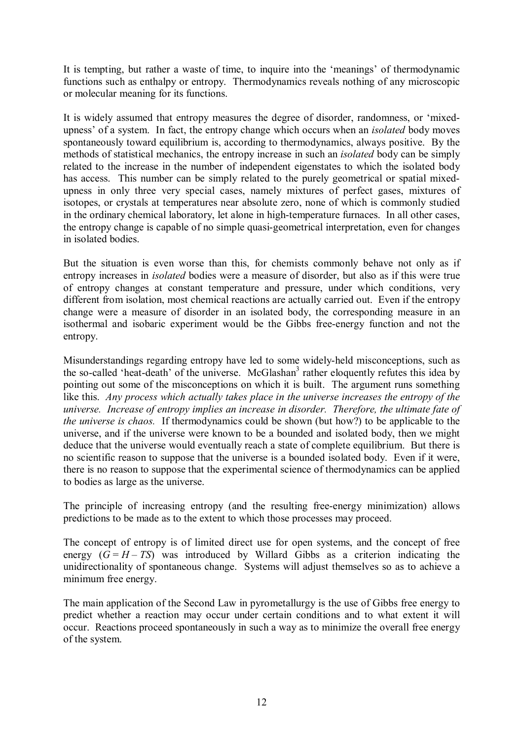It is tempting, but rather a waste of time, to inquire into the 'meanings' of thermodynamic functions such as enthalpy or entropy. Thermodynamics reveals nothing of any microscopic or molecular meaning for its functions.

It is widely assumed that entropy measures the degree of disorder, randomness, or 'mixed-upness' of a system. In fact, the entropy change which occurs when an *isolated* body moves spontaneously toward equilibrium is, according to thermodynamics, always positive. By the methods of statistical mechanics, the entropy increase in such an *isolated* body can be simply related to the increase in the number of independent eigenstates to which the isolated body has access. This number can be simply related to the purely geometrical or spatial mixed-upness in only three very special cases, namely mixtures of perfect gases, mixtures of isotopes, or crystals at temperatures near absolute zero, none of which is commonly studied in the ordinary chemical laboratory, let alone in high-temperature furnaces. In all other cases, the entropy change is capable of no simple quasi-geometrical interpretation, even for changes in isolated bodies.

But the situation is even worse than this, for chemists commonly behave not only as if entropy increases in *isolated* bodies were a measure of disorder, but also as if this were true of entropy changes at constant temperature and pressure, under which conditions, very different from isolation, most chemical reactions are actually carried out. Even if the entropy change were a measure of disorder in an isolated body, the corresponding measure in an isothermal and isobaric experiment would be the Gibbs free-energy function and not the entropy.

Misunderstandings regarding entropy have led to some widely-held misconceptions, such as the so-called 'heat-death' of the universe. McGlashan[3] rather eloquently refutes this idea by pointing out some of the misconceptions on which it is built. The argument runs something like this. *Any process which actually takes place in the universe increases the entropy of the universe. Increase of entropy implies an increase in disorder. Therefore, the ultimate fate of the universe is chaos.* If thermodynamics could be shown (but how?) to be applicable to the universe, and if the universe were known to be a bounded and isolated body, then we might deduce that the universe would eventually reach a state of complete equilibrium. But there is no scientific reason to suppose that the universe is a bounded isolated body. Even if it were, there is no reason to suppose that the experimental science of thermodynamics can be applied to bodies as large as the universe.

The principle of increasing entropy (and the resulting free-energy minimization) allows predictions to be made as to the extent to which those processes may proceed.

The concept of entropy is of limited direct use for open systems, and the concept of free energy ($G = H - TS$) was introduced by Willard Gibbs as a criterion indicating the unidirectionality of spontaneous change. Systems will adjust themselves so as to achieve a minimum free energy.

The main application of the Second Law in pyrometallurgy is the use of Gibbs free energy to predict whether a reaction may occur under certain conditions and to what extent it will occur. Reactions proceed spontaneously in such a way as to minimize the overall free energy of the system.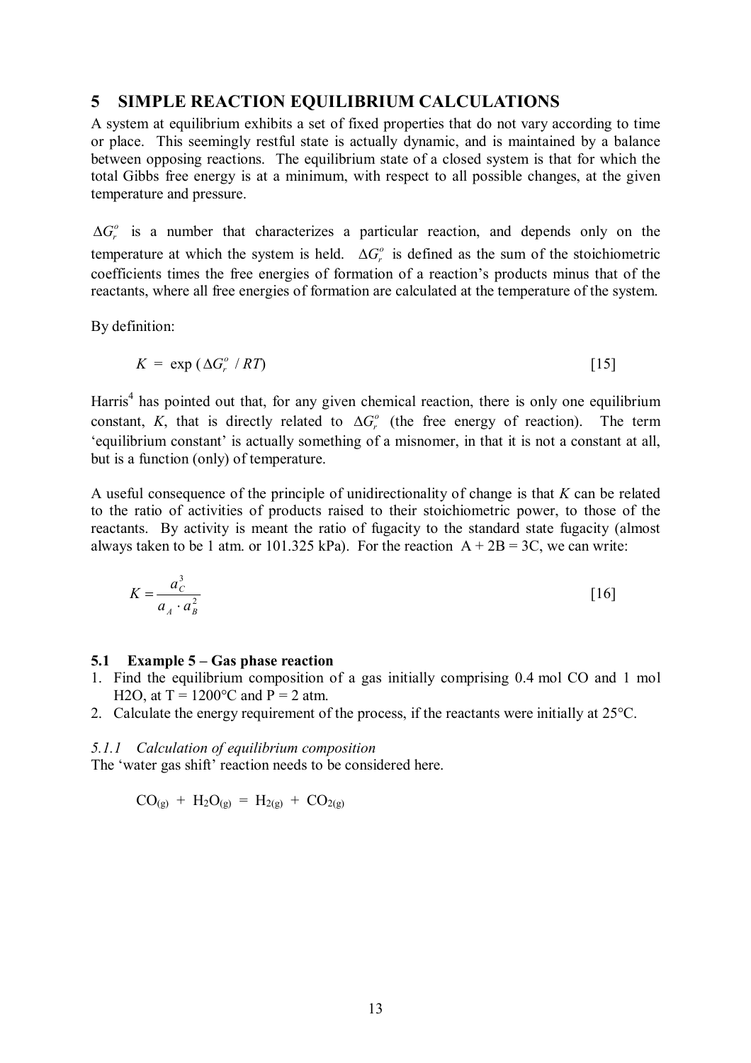## 5 SIMPLE REACTION EQUILIBRIUM CALCULATIONS

A system at equilibrium exhibits a set of fixed properties that do not vary according to time or place. This seemingly restful state is actually dynamic, and is maintained by a balance between opposing reactions. The equilibrium state of a closed system is that for which the total Gibbs free energy is at a minimum, with respect to all possible changes, at the given temperature and pressure.

$\Delta G_r^o$ is a number that characterizes a particular reaction, and depends only on the temperature at which the system is held. $\Delta G_r^o$ is defined as the sum of the stoichiometric coefficients times the free energies of formation of a reaction's products minus that of the reactants, where all free energies of formation are calculated at the temperature of the system.

By definition:

$$K = \exp(\Delta G_r^o / RT) \qquad [15]$$

Harris[4] has pointed out that, for any given chemical reaction, there is only one equilibrium constant, $K$, that is directly related to $\Delta G_r^o$ (the free energy of reaction). The term 'equilibrium constant' is actually something of a misnomer, in that it is not a constant at all, but is a function (only) of temperature.

A useful consequence of the principle of unidirectionality of change is that $K$ can be related to the ratio of activities of products raised to their stoichiometric power, to those of the reactants. By activity is meant the ratio of fugacity to the standard state fugacity (almost always taken to be 1 atm. or 101.325 kPa). For the reaction A + 2B = 3C, we can write:

$$K = \frac{a_C^3}{a_A \cdot a_B^2} \qquad [16]$$

### 5.1 Example 5 – Gas phase reaction

1. Find the equilibrium composition of a gas initially comprising 0.4 mol CO and 1 mol H2O, at T = 1200°C and P = 2 atm.
2. Calculate the energy requirement of the process, if the reactants were initially at 25°C.

#### *5.1.1 Calculation of equilibrium composition*

The 'water gas shift' reaction needs to be considered here.

$$CO_{(g)} + H_2O_{(g)} = H_{2(g)} + CO_{2(g)}$$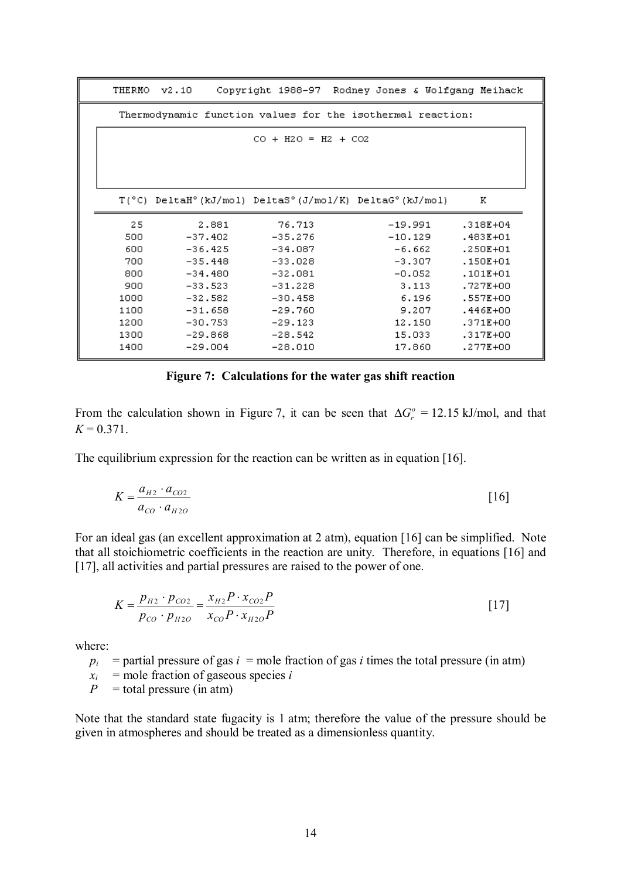THERMO v2.10 Copyright 1988-97 Rodney Jones & Wolfgang Meihack

Thermodynamic function values for the isothermal reaction:

CO + H2O = H2 + CO2

| T(°C) | DeltaH°(kJ/mol) | DeltaS°(J/mol/K) | DeltaG°(kJ/mol) | K |
|---|---|---|---|---|
| 25 | 2.881 | 76.713 | -19.991 | .318E+04 |
| 500 | -37.402 | -35.276 | -10.129 | .483E+01 |
| 600 | -36.425 | -34.087 | -6.662 | .250E+01 |
| 700 | -35.448 | -33.028 | -3.307 | .150E+01 |
| 800 | -34.480 | -32.081 | -0.052 | .101E+01 |
| 900 | -33.523 | -31.228 | 3.113 | .727E+00 |
| 1000 | -32.582 | -30.458 | 6.196 | .557E+00 |
| 1100 | -31.658 | -29.760 | 9.207 | .446E+00 |
| 1200 | -30.753 | -29.123 | 12.150 | .371E+00 |
| 1300 | -29.868 | -28.542 | 15.033 | .317E+00 |
| 1400 | -29.004 | -28.010 | 17.860 | .277E+00 |

**Figure 7: Calculations for the water gas shift reaction**

From the calculation shown in Figure 7, it can be seen that $\Delta G_r^o$ = 12.15 kJ/mol, and that $K$ = 0.371.

The equilibrium expression for the reaction can be written as in equation [16].

$$K = \frac{a_{H2} \cdot a_{CO2}}{a_{CO} \cdot a_{H2O}} \qquad [16]$$

For an ideal gas (an excellent approximation at 2 atm), equation [16] can be simplified. Note that all stoichiometric coefficients in the reaction are unity. Therefore, in equations [16] and [17], all activities and partial pressures are raised to the power of one.

$$K = \frac{p_{H2} \cdot p_{CO2}}{p_{CO} \cdot p_{H2O}} = \frac{x_{H2}P \cdot x_{CO2}P}{x_{CO}P \cdot x_{H2O}P} \qquad [17]$$

where:

- $p_i$ = partial pressure of gas $i$ = mole fraction of gas $i$ times the total pressure (in atm)
- $x_i$ = mole fraction of gaseous species $i$
- $P$ = total pressure (in atm)

Note that the standard state fugacity is 1 atm; therefore the value of the pressure should be given in atmospheres and should be treated as a dimensionless quantity.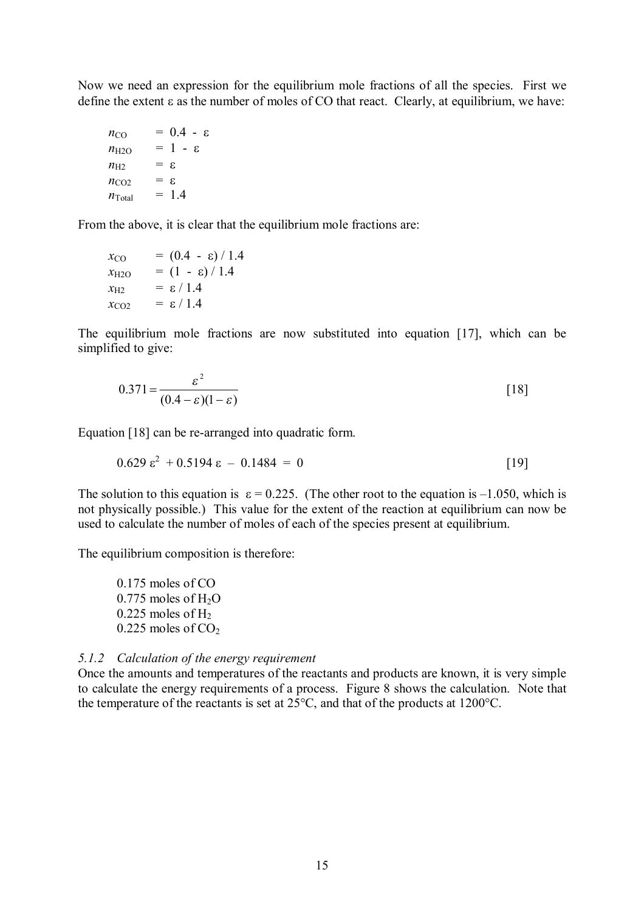Now we need an expression for the equilibrium mole fractions of all the species. First we define the extent ε as the number of moles of CO that react. Clearly, at equilibrium, we have:

$n_{CO}$ = 0.4 - ε
$n_{H2O}$ = 1 - ε
$n_{H2}$ = ε
$n_{CO2}$ = ε
$n_{Total}$ = 1.4

From the above, it is clear that the equilibrium mole fractions are:

$x_{CO}$ = (0.4 - ε) / 1.4
$x_{H2O}$ = (1 - ε) / 1.4
$x_{H2}$ = ε / 1.4
$x_{CO2}$ = ε / 1.4

The equilibrium mole fractions are now substituted into equation [17], which can be simplified to give:

$$0.371 = \frac{\varepsilon^2}{(0.4 - \varepsilon)(1 - \varepsilon)} \qquad [18]$$

Equation [18] can be re-arranged into quadratic form.

$$0.629\,\varepsilon^2 + 0.5194\,\varepsilon - 0.1484 = 0 \qquad [19]$$

The solution to this equation is ε = 0.225. (The other root to the equation is –1.050, which is not physically possible.) This value for the extent of the reaction at equilibrium can now be used to calculate the number of moles of each of the species present at equilibrium.

The equilibrium composition is therefore:

0.175 moles of CO
0.775 moles of $H_2O$
0.225 moles of $H_2$
0.225 moles of $CO_2$

### *5.1.2 Calculation of the energy requirement*

Once the amounts and temperatures of the reactants and products are known, it is very simple to calculate the energy requirements of a process. Figure 8 shows the calculation. Note that the temperature of the reactants is set at 25°C, and that of the products at 1200°C.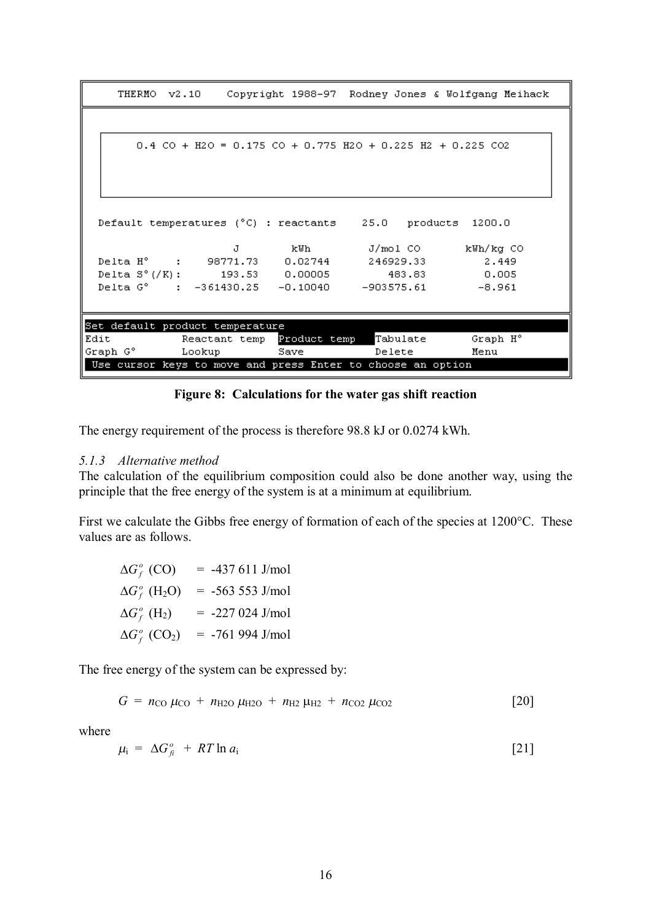```
THERMO  v2.10    Copyright 1988-97  Rodney Jones & Wolfgang Meihack

     0.4 CO + H2O = 0.175 CO + 0.775 H2O + 0.225 H2 + 0.225 CO2

 Default temperatures (°C) : reactants    25.0   products  1200.0

                      J          kWh          J/mol CO       kWh/kg CO
 Delta H°    :    98771.73     0.02744       246929.33         2.449
 Delta S°(/K):      193.53     0.00005          483.83         0.005
 Delta G°    :  -361430.25    -0.10040      -903575.61        -8.961

Set default product temperature
Edit           Reactant temp  Product temp   Tabulate       Graph H°
Graph G°       Lookup         Save           Delete         Menu
 Use cursor keys to move and press Enter to choose an option
```

**Figure 8: Calculations for the water gas shift reaction**

The energy requirement of the process is therefore 98.8 kJ or 0.0274 kWh.

### *5.1.3 Alternative method*

The calculation of the equilibrium composition could also be done another way, using the principle that the free energy of the system is at a minimum at equilibrium.

First we calculate the Gibbs free energy of formation of each of the species at 1200°C. These values are as follows.

$\Delta G_f^o$ (CO) = -437 611 J/mol

$\Delta G_f^o$ ($H_2O$) = -563 553 J/mol

$\Delta G_f^o$ ($H_2$) = -227 024 J/mol

$\Delta G_f^o$ ($CO_2$) = -761 994 J/mol

The free energy of the system can be expressed by:

$$G = n_{CO}\,\mu_{CO} + n_{H2O}\,\mu_{H2O} + n_{H2}\,\mu_{H2} + n_{CO2}\,\mu_{CO2} \qquad [20]$$

where

$$\mu_i = \Delta G_{fi}^o + RT \ln a_i \qquad [21]$$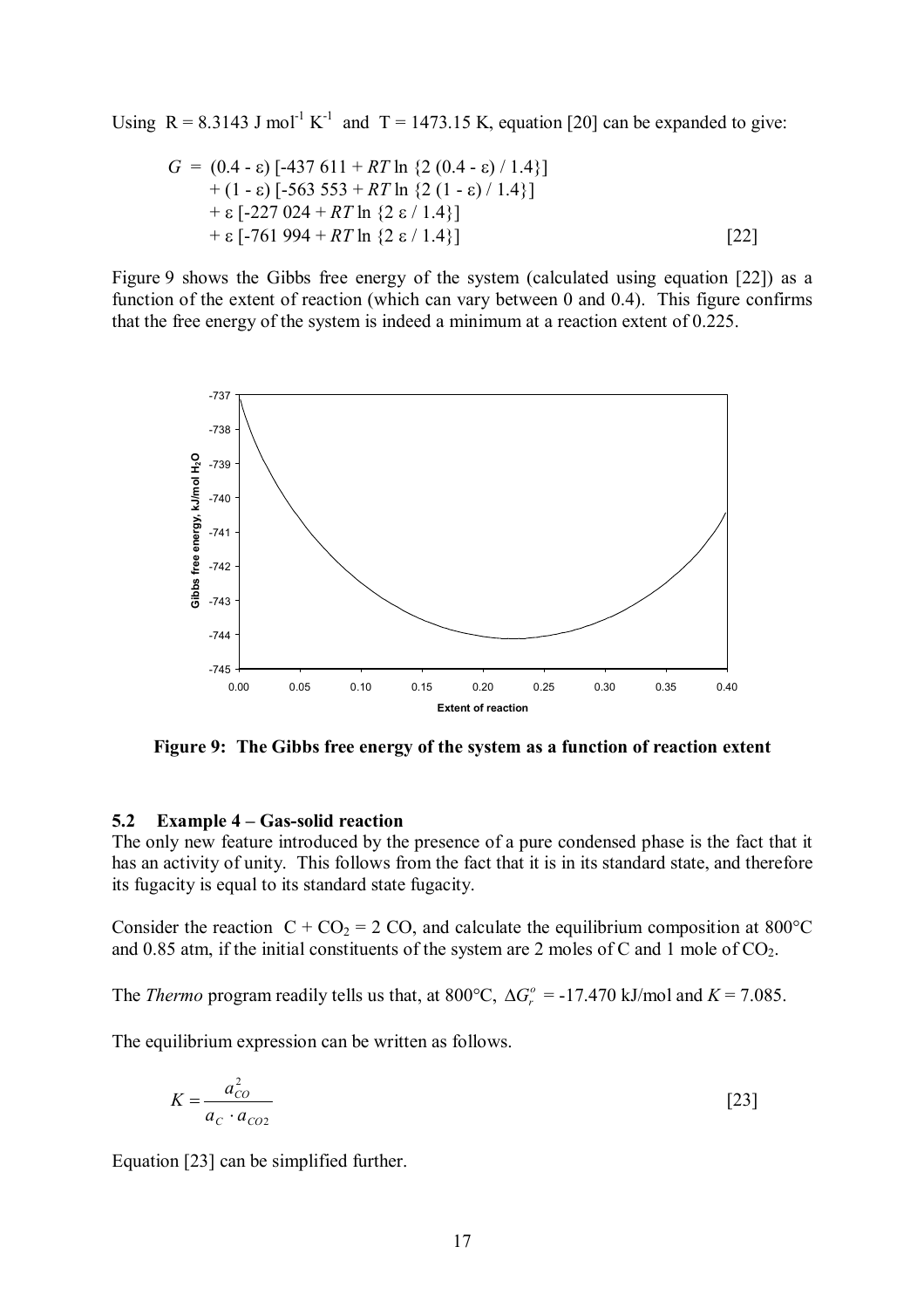Using $R = 8.3143$ J mol$^{-1}$ K$^{-1}$ and $T = 1473.15$ K, equation [20] can be expanded to give:

$$
\begin{aligned}
G = \; & (0.4 - \varepsilon)\,[-437\,611 + RT \ln \{2\,(0.4 - \varepsilon) / 1.4\}] \\
& + (1 - \varepsilon)\,[-563\,553 + RT \ln \{2\,(1 - \varepsilon) / 1.4\}] \\
& + \varepsilon\,[-227\,024 + RT \ln \{2\,\varepsilon / 1.4\}] \\
& + \varepsilon\,[-761\,994 + RT \ln \{2\,\varepsilon / 1.4\}]
\end{aligned}
\qquad [22]
$$

Figure 9 shows the Gibbs free energy of the system (calculated using equation [22]) as a function of the extent of reaction (which can vary between 0 and 0.4). This figure confirms that the free energy of the system is indeed a minimum at a reaction extent of 0.225.

Gibbs free energy, kJ/mol $H_2O$

-737
-738
-739
-740
-741
-742
-743
-744
-745

0.00 0.05 0.10 0.15 0.20 0.25 0.30 0.35 0.40

Extent of reaction

**Figure 9: The Gibbs free energy of the system as a function of reaction extent**

### 5.2 Example 4 – Gas-solid reaction

The only new feature introduced by the presence of a pure condensed phase is the fact that it has an activity of unity. This follows from the fact that it is in its standard state, and therefore its fugacity is equal to its standard state fugacity.

Consider the reaction $C + CO_2 = 2\,CO$, and calculate the equilibrium composition at 800°C and 0.85 atm, if the initial constituents of the system are 2 moles of C and 1 mole of $CO_2$.

The *Thermo* program readily tells us that, at 800°C, $\Delta G_r^o = -17.470$ kJ/mol and $K = 7.085$.

The equilibrium expression can be written as follows.

$$K = \frac{a_{CO}^2}{a_C \cdot a_{CO2}} \qquad [23]$$

Equation [23] can be simplified further.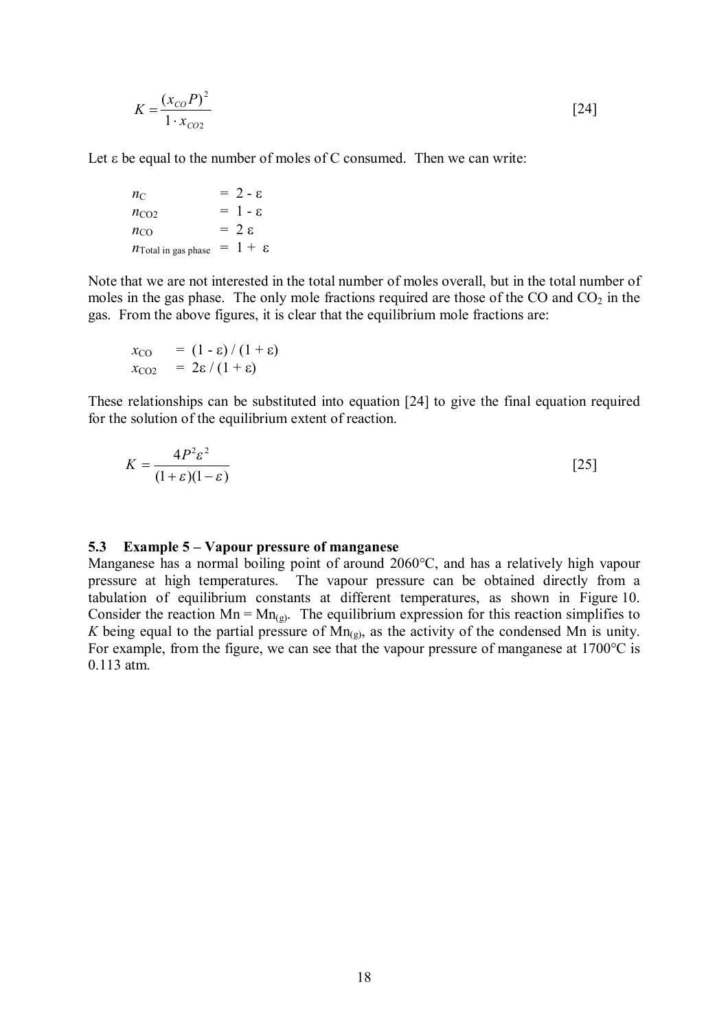$$K = \frac{(x_{CO}P)^2}{1 \cdot x_{CO2}} \tag{24}$$

Let ε be equal to the number of moles of C consumed. Then we can write:

$n_C$ = 2 - ε
$n_{CO2}$ = 1 - ε
$n_{CO}$ = 2 ε
$n_{\text{Total in gas phase}}$ = 1 + ε

Note that we are not interested in the total number of moles overall, but in the total number of moles in the gas phase. The only mole fractions required are those of the CO and $CO_2$ in the gas. From the above figures, it is clear that the equilibrium mole fractions are:

$x_{CO}$ = (1 - ε) / (1 + ε)
$x_{CO2}$ = 2ε / (1 + ε)

These relationships can be substituted into equation [24] to give the final equation required for the solution of the equilibrium extent of reaction.

$$K = \frac{4P^2\varepsilon^2}{(1+\varepsilon)(1-\varepsilon)} \tag{25}$$

### 5.3 Example 5 – Vapour pressure of manganese

Manganese has a normal boiling point of around 2060°C, and has a relatively high vapour pressure at high temperatures. The vapour pressure can be obtained directly from a tabulation of equilibrium constants at different temperatures, as shown in Figure 10. Consider the reaction $Mn = Mn_{(g)}$. The equilibrium expression for this reaction simplifies to $K$ being equal to the partial pressure of $Mn_{(g)}$, as the activity of the condensed Mn is unity. For example, from the figure, we can see that the vapour pressure of manganese at 1700°C is 0.113 atm.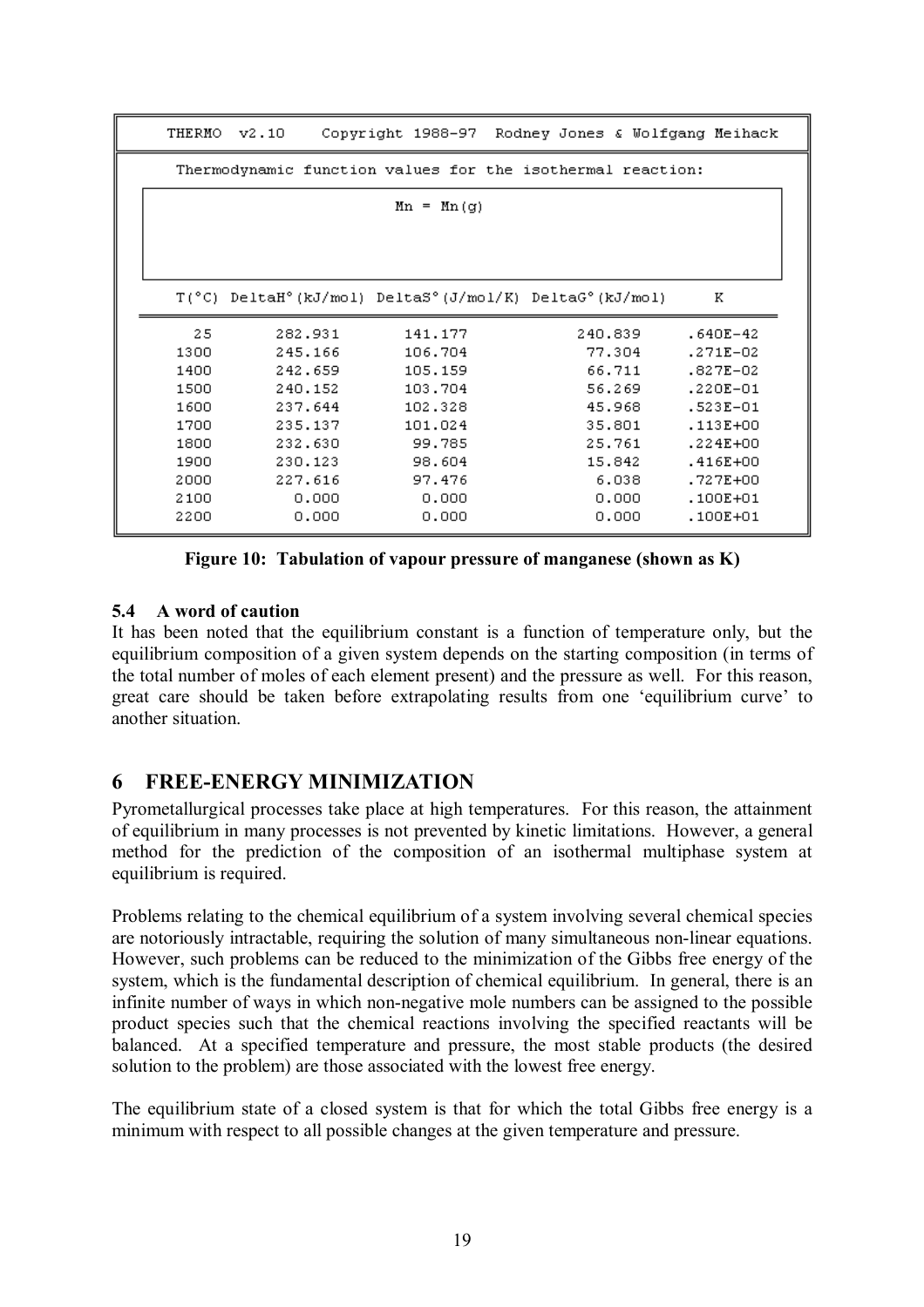THERMO v2.10 Copyright 1988-97 Rodney Jones & Wolfgang Meihack

Thermodynamic function values for the isothermal reaction:

Mn = Mn(g)

| T(°C) | DeltaH°(kJ/mol) | DeltaS°(J/mol/K) | DeltaG°(kJ/mol) | K |
|---|---|---|---|---|
| 25 | 282.931 | 141.177 | 240.839 | .640E-42 |
| 1300 | 245.166 | 106.704 | 77.304 | .271E-02 |
| 1400 | 242.659 | 105.159 | 66.711 | .827E-02 |
| 1500 | 240.152 | 103.704 | 56.269 | .220E-01 |
| 1600 | 237.644 | 102.328 | 45.968 | .523E-01 |
| 1700 | 235.137 | 101.024 | 35.801 | .113E+00 |
| 1800 | 232.630 | 99.785 | 25.761 | .224E+00 |
| 1900 | 230.123 | 98.604 | 15.842 | .416E+00 |
| 2000 | 227.616 | 97.476 | 6.038 | .727E+00 |
| 2100 | 0.000 | 0.000 | 0.000 | .100E+01 |
| 2200 | 0.000 | 0.000 | 0.000 | .100E+01 |

**Figure 10: Tabulation of vapour pressure of manganese (shown as K)**

### 5.4 A word of caution

It has been noted that the equilibrium constant is a function of temperature only, but the equilibrium composition of a given system depends on the starting composition (in terms of the total number of moles of each element present) and the pressure as well. For this reason, great care should be taken before extrapolating results from one 'equilibrium curve' to another situation.

## 6 FREE-ENERGY MINIMIZATION

Pyrometallurgical processes take place at high temperatures. For this reason, the attainment of equilibrium in many processes is not prevented by kinetic limitations. However, a general method for the prediction of the composition of an isothermal multiphase system at equilibrium is required.

Problems relating to the chemical equilibrium of a system involving several chemical species are notoriously intractable, requiring the solution of many simultaneous non-linear equations. However, such problems can be reduced to the minimization of the Gibbs free energy of the system, which is the fundamental description of chemical equilibrium. In general, there is an infinite number of ways in which non-negative mole numbers can be assigned to the possible product species such that the chemical reactions involving the specified reactants will be balanced. At a specified temperature and pressure, the most stable products (the desired solution to the problem) are those associated with the lowest free energy.

The equilibrium state of a closed system is that for which the total Gibbs free energy is a minimum with respect to all possible changes at the given temperature and pressure.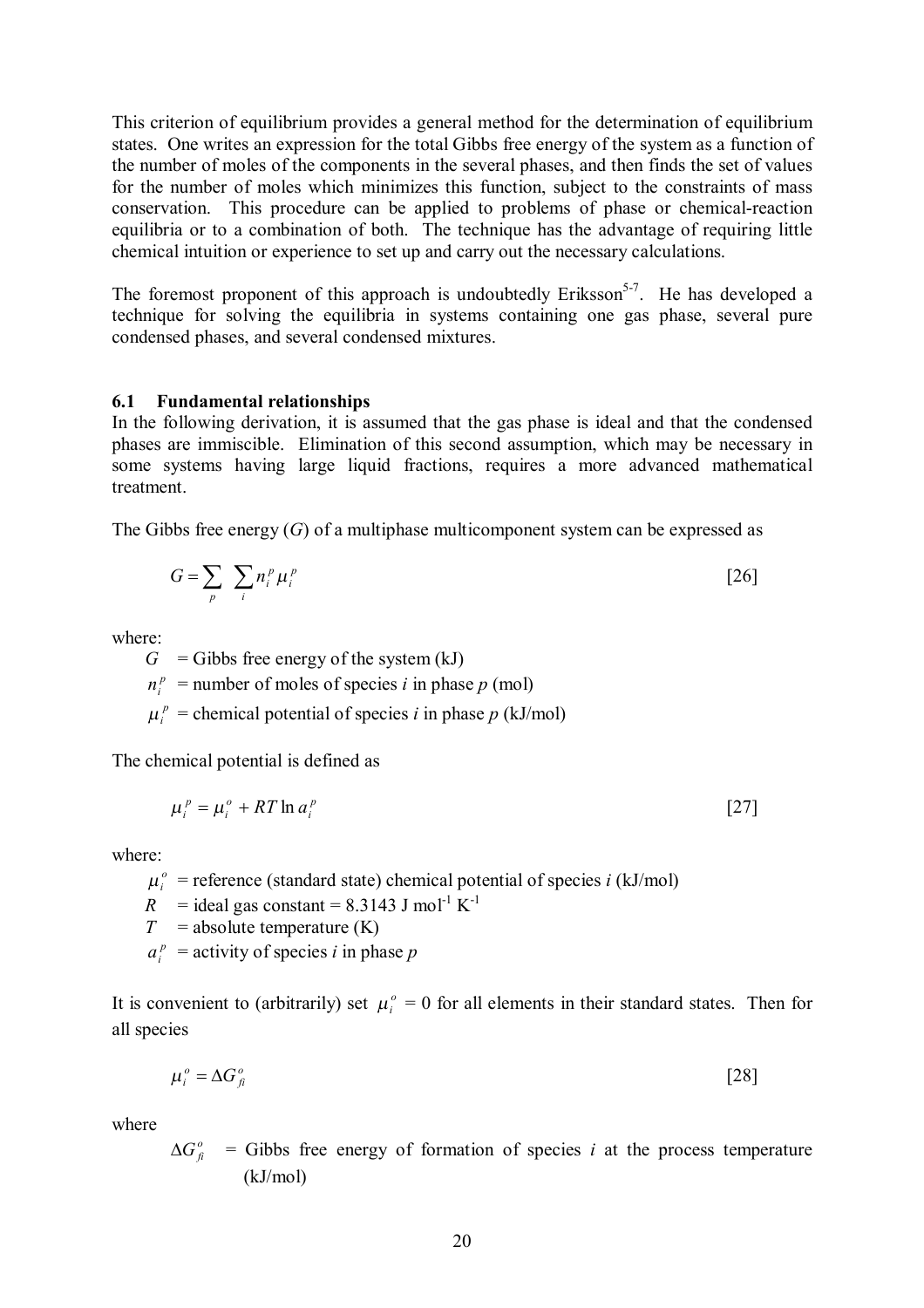This criterion of equilibrium provides a general method for the determination of equilibrium states. One writes an expression for the total Gibbs free energy of the system as a function of the number of moles of the components in the several phases, and then finds the set of values for the number of moles which minimizes this function, subject to the constraints of mass conservation. This procedure can be applied to problems of phase or chemical-reaction equilibria or to a combination of both. The technique has the advantage of requiring little chemical intuition or experience to set up and carry out the necessary calculations.

The foremost proponent of this approach is undoubtedly Eriksson[5-7]. He has developed a technique for solving the equilibria in systems containing one gas phase, several pure condensed phases, and several condensed mixtures.

### 6.1 Fundamental relationships

In the following derivation, it is assumed that the gas phase is ideal and that the condensed phases are immiscible. Elimination of this second assumption, which may be necessary in some systems having large liquid fractions, requires a more advanced mathematical treatment.

The Gibbs free energy ($G$) of a multiphase multicomponent system can be expressed as

$$G = \sum_{p} \sum_{i} n_i^p \mu_i^p \qquad [26]$$

where:

$G$ = Gibbs free energy of the system (kJ)
$n_i^p$ = number of moles of species $i$ in phase $p$ (mol)
$\mu_i^p$ = chemical potential of species $i$ in phase $p$ (kJ/mol)

The chemical potential is defined as

$$\mu_i^p = \mu_i^o + RT \ln a_i^p \qquad [27]$$

where:

$\mu_i^o$ = reference (standard state) chemical potential of species $i$ (kJ/mol)
$R$ = ideal gas constant = 8.3143 J mol$^{-1}$ K$^{-1}$
$T$ = absolute temperature (K)
$a_i^p$ = activity of species $i$ in phase $p$

It is convenient to (arbitrarily) set $\mu_i^o$ = 0 for all elements in their standard states. Then for all species

$$\mu_i^o = \Delta G_{fi}^o \qquad [28]$$

where

$\Delta G_{fi}^o$ = Gibbs free energy of formation of species $i$ at the process temperature (kJ/mol)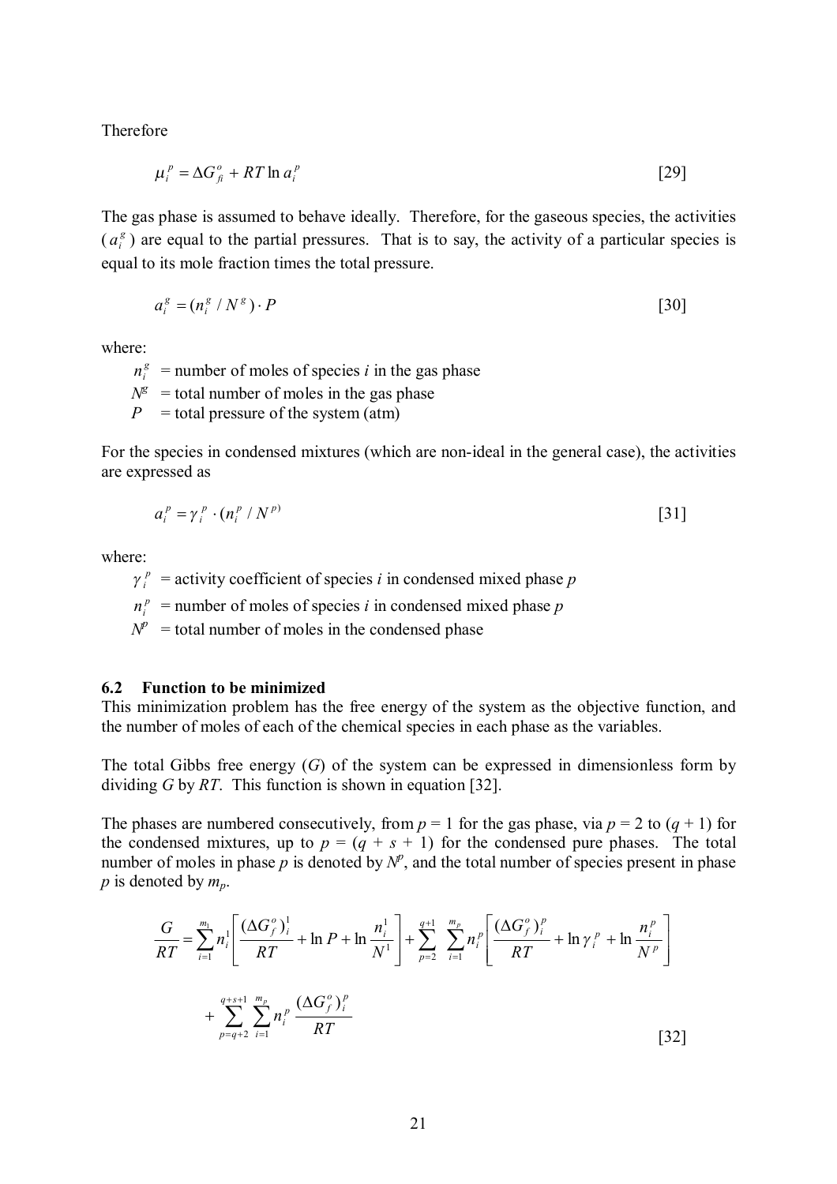Therefore

$$\mu_i^p = \Delta G_{fi}^o + RT \ln a_i^p \qquad [29]$$

The gas phase is assumed to behave ideally. Therefore, for the gaseous species, the activities ($a_i^g$) are equal to the partial pressures. That is to say, the activity of a particular species is equal to its mole fraction times the total pressure.

$$a_i^g = (n_i^g / N^g) \cdot P \qquad [30]$$

where:

- $n_i^g$ = number of moles of species $i$ in the gas phase
- $N^g$ = total number of moles in the gas phase
- $P$ = total pressure of the system (atm)

For the species in condensed mixtures (which are non-ideal in the general case), the activities are expressed as

$$a_i^p = \gamma_i^p \cdot (n_i^p / N^{p)}) \qquad [31]$$

where:

- $\gamma_i^p$ = activity coefficient of species $i$ in condensed mixed phase $p$
- $n_i^p$ = number of moles of species $i$ in condensed mixed phase $p$
- $N^p$ = total number of moles in the condensed phase

### 6.2 Function to be minimized

This minimization problem has the free energy of the system as the objective function, and the number of moles of each of the chemical species in each phase as the variables.

The total Gibbs free energy ($G$) of the system can be expressed in dimensionless form by dividing $G$ by $RT$. This function is shown in equation [32].

The phases are numbered consecutively, from $p = 1$ for the gas phase, via $p = 2$ to $(q + 1)$ for the condensed mixtures, up to $p = (q + s + 1)$ for the condensed pure phases. The total number of moles in phase $p$ is denoted by $N^p$, and the total number of species present in phase $p$ is denoted by $m_p$.

$$\frac{G}{RT} = \sum_{i=1}^{m_1} n_i^1 \left[ \frac{(\Delta G_f^o)_i^1}{RT} + \ln P + \ln \frac{n_i^1}{N^1} \right] + \sum_{p=2}^{q+1} \sum_{i=1}^{m_p} n_i^p \left[ \frac{(\Delta G_f^o)_i^p}{RT} + \ln \gamma_i^p + \ln \frac{n_i^p}{N^p} \right]$$

$$+ \sum_{p=q+2}^{q+s+1} \sum_{i=1}^{m_p} n_i^p \frac{(\Delta G_f^o)_i^p}{RT} \qquad [32]$$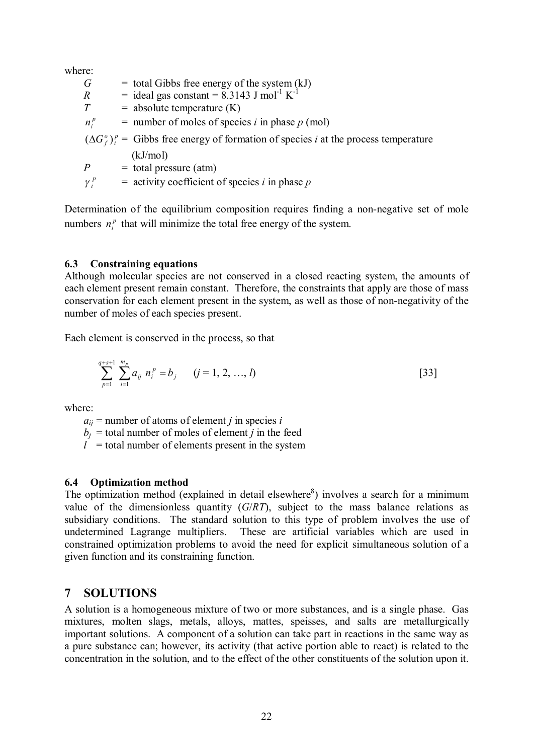where:

$G$ = total Gibbs free energy of the system (kJ)
$R$ = ideal gas constant = 8.3143 J mol$^{-1}$ K$^{-1}$
$T$ = absolute temperature (K)
$n_i^p$ = number of moles of species $i$ in phase $p$ (mol)
$(\Delta G_f^o)_i^p$ = Gibbs free energy of formation of species $i$ at the process temperature (kJ/mol)
$P$ = total pressure (atm)
$\gamma_i^p$ = activity coefficient of species $i$ in phase $p$

Determination of the equilibrium composition requires finding a non-negative set of mole numbers $n_i^p$ that will minimize the total free energy of the system.

### 6.3 Constraining equations

Although molecular species are not conserved in a closed reacting system, the amounts of each element present remain constant. Therefore, the constraints that apply are those of mass conservation for each element present in the system, as well as those of non-negativity of the number of moles of each species present.

Each element is conserved in the process, so that

$$\sum_{p=1}^{q+s+1} \sum_{i=1}^{m_p} a_{ij}\, n_i^p = b_j \qquad (j = 1, 2, \ldots, l) \qquad [33]$$

where:

$a_{ij}$ = number of atoms of element $j$ in species $i$
$b_j$ = total number of moles of element $j$ in the feed
$l$ = total number of elements present in the system

### 6.4 Optimization method

The optimization method (explained in detail elsewhere[8]) involves a search for a minimum value of the dimensionless quantity ($G/RT$), subject to the mass balance relations as subsidiary conditions. The standard solution to this type of problem involves the use of undetermined Lagrange multipliers. These are artificial variables which are used in constrained optimization problems to avoid the need for explicit simultaneous solution of a given function and its constraining function.

## 7 SOLUTIONS

A solution is a homogeneous mixture of two or more substances, and is a single phase. Gas mixtures, molten slags, metals, alloys, mattes, speisses, and salts are metallurgically important solutions. A component of a solution can take part in reactions in the same way as a pure substance can; however, its activity (that active portion able to react) is related to the concentration in the solution, and to the effect of the other constituents of the solution upon it.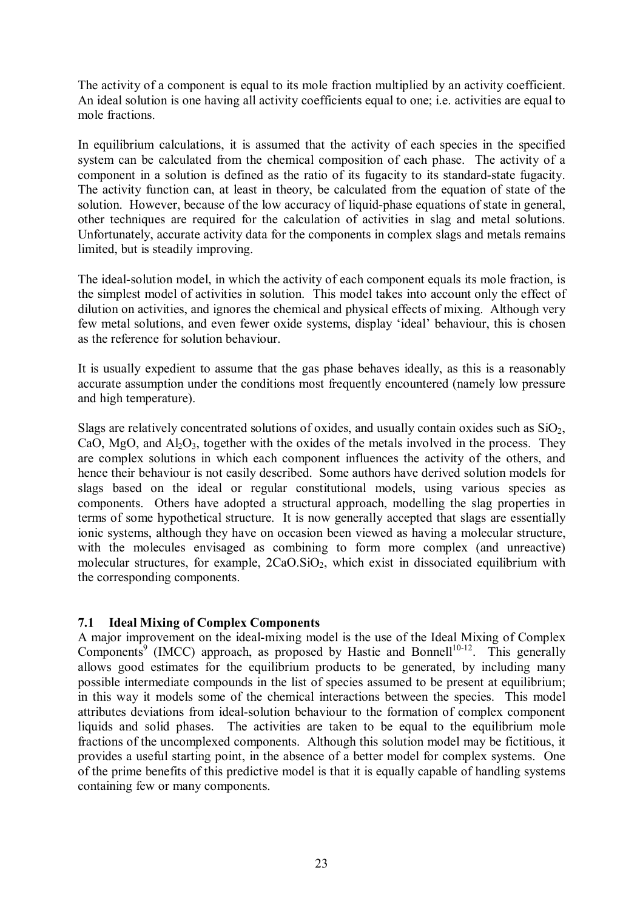The activity of a component is equal to its mole fraction multiplied by an activity coefficient. An ideal solution is one having all activity coefficients equal to one; i.e. activities are equal to mole fractions.

In equilibrium calculations, it is assumed that the activity of each species in the specified system can be calculated from the chemical composition of each phase. The activity of a component in a solution is defined as the ratio of its fugacity to its standard-state fugacity. The activity function can, at least in theory, be calculated from the equation of state of the solution. However, because of the low accuracy of liquid-phase equations of state in general, other techniques are required for the calculation of activities in slag and metal solutions. Unfortunately, accurate activity data for the components in complex slags and metals remains limited, but is steadily improving.

The ideal-solution model, in which the activity of each component equals its mole fraction, is the simplest model of activities in solution. This model takes into account only the effect of dilution on activities, and ignores the chemical and physical effects of mixing. Although very few metal solutions, and even fewer oxide systems, display 'ideal' behaviour, this is chosen as the reference for solution behaviour.

It is usually expedient to assume that the gas phase behaves ideally, as this is a reasonably accurate assumption under the conditions most frequently encountered (namely low pressure and high temperature).

Slags are relatively concentrated solutions of oxides, and usually contain oxides such as $SiO_2$, $CaO$, $MgO$, and $Al_2O_3$, together with the oxides of the metals involved in the process. They are complex solutions in which each component influences the activity of the others, and hence their behaviour is not easily described. Some authors have derived solution models for slags based on the ideal or regular constitutional models, using various species as components. Others have adopted a structural approach, modelling the slag properties in terms of some hypothetical structure. It is now generally accepted that slags are essentially ionic systems, although they have on occasion been viewed as having a molecular structure, with the molecules envisaged as combining to form more complex (and unreactive) molecular structures, for example, $2CaO.SiO_2$, which exist in dissociated equilibrium with the corresponding components.

### 7.1 Ideal Mixing of Complex Components

A major improvement on the ideal-mixing model is the use of the Ideal Mixing of Complex Components[9] (IMCC) approach, as proposed by Hastie and Bonnell[10-12]. This generally allows good estimates for the equilibrium products to be generated, by including many possible intermediate compounds in the list of species assumed to be present at equilibrium; in this way it models some of the chemical interactions between the species. This model attributes deviations from ideal-solution behaviour to the formation of complex component liquids and solid phases. The activities are taken to be equal to the equilibrium mole fractions of the uncomplexed components. Although this solution model may be fictitious, it provides a useful starting point, in the absence of a better model for complex systems. One of the prime benefits of this predictive model is that it is equally capable of handling systems containing few or many components.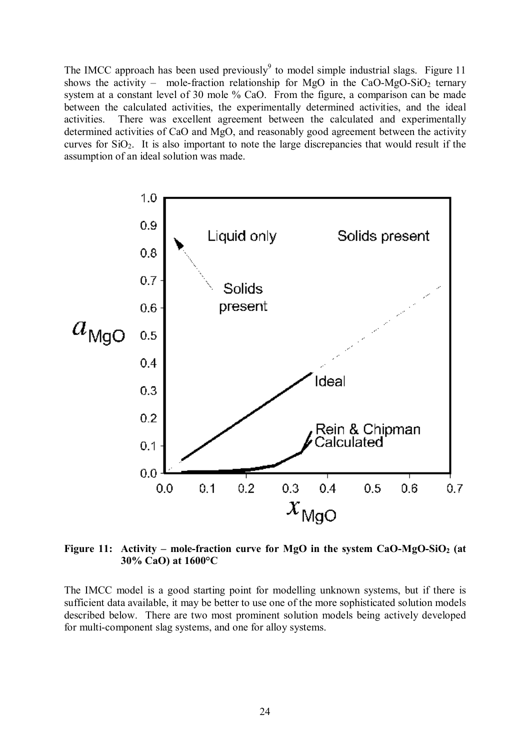The IMCC approach has been used previously[9] to model simple industrial slags. Figure 11 shows the activity – mole-fraction relationship for MgO in the $CaO$-$MgO$-$SiO_2$ ternary system at a constant level of 30 mole % CaO. From the figure, a comparison can be made between the calculated activities, the experimentally determined activities, and the ideal activities. There was excellent agreement between the calculated and experimentally determined activities of CaO and MgO, and reasonably good agreement between the activity curves for $SiO_2$. It is also important to note the large discrepancies that would result if the assumption of an ideal solution was made.

Liquid only

Solids present

Solids present

Ideal

Rein & Chipman

Calculated

$a_{MgO}$

$x_{MgO}$

0.0 0.1 0.2 0.3 0.4 0.5 0.6 0.7 0.8 0.9 1.0

0.0 0.1 0.2 0.3 0.4 0.5 0.6 0.7

**Figure 11: Activity – mole-fraction curve for MgO in the system $CaO$-$MgO$-$SiO_2$ (at 30% CaO) at 1600°C**

The IMCC model is a good starting point for modelling unknown systems, but if there is sufficient data available, it may be better to use one of the more sophisticated solution models described below. There are two most prominent solution models being actively developed for multi-component slag systems, and one for alloy systems.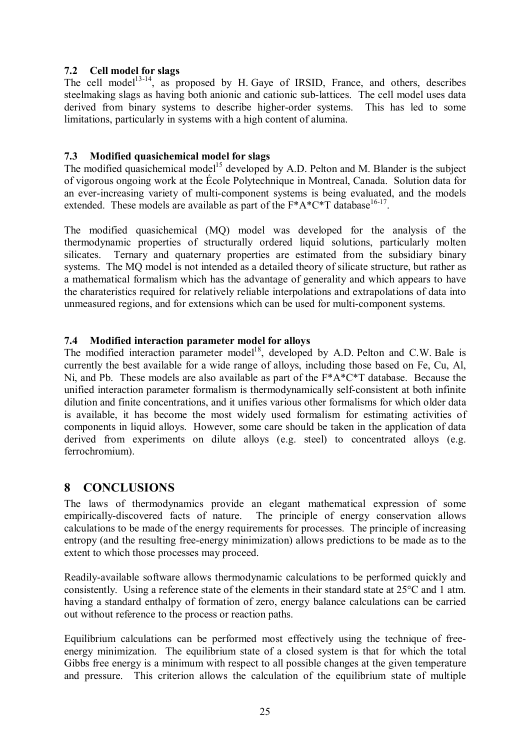### 7.2 Cell model for slags

The cell model[13-14], as proposed by H. Gaye of IRSID, France, and others, describes steelmaking slags as having both anionic and cationic sub-lattices. The cell model uses data derived from binary systems to describe higher-order systems. This has led to some limitations, particularly in systems with a high content of alumina.

### 7.3 Modified quasichemical model for slags

The modified quasichemical model[15] developed by A.D. Pelton and M. Blander is the subject of vigorous ongoing work at the École Polytechnique in Montreal, Canada. Solution data for an ever-increasing variety of multi-component systems is being evaluated, and the models extended. These models are available as part of the F*A*C*T database[16-17].

The modified quasichemical (MQ) model was developed for the analysis of the thermodynamic properties of structurally ordered liquid solutions, particularly molten silicates. Ternary and quaternary properties are estimated from the subsidiary binary systems. The MQ model is not intended as a detailed theory of silicate structure, but rather as a mathematical formalism which has the advantage of generality and which appears to have the charateristics required for relatively reliable interpolations and extrapolations of data into unmeasured regions, and for extensions which can be used for multi-component systems.

### 7.4 Modified interaction parameter model for alloys

The modified interaction parameter model[18], developed by A.D. Pelton and C.W. Bale is currently the best available for a wide range of alloys, including those based on Fe, Cu, Al, Ni, and Pb. These models are also available as part of the F*A*C*T database. Because the unified interaction parameter formalism is thermodynamically self-consistent at both infinite dilution and finite concentrations, and it unifies various other formalisms for which older data is available, it has become the most widely used formalism for estimating activities of components in liquid alloys. However, some care should be taken in the application of data derived from experiments on dilute alloys (e.g. steel) to concentrated alloys (e.g. ferrochromium).

## 8 CONCLUSIONS

The laws of thermodynamics provide an elegant mathematical expression of some empirically-discovered facts of nature. The principle of energy conservation allows calculations to be made of the energy requirements for processes. The principle of increasing entropy (and the resulting free-energy minimization) allows predictions to be made as to the extent to which those processes may proceed.

Readily-available software allows thermodynamic calculations to be performed quickly and consistently. Using a reference state of the elements in their standard state at 25°C and 1 atm. having a standard enthalpy of formation of zero, energy balance calculations can be carried out without reference to the process or reaction paths.

Equilibrium calculations can be performed most effectively using the technique of free-energy minimization. The equilibrium state of a closed system is that for which the total Gibbs free energy is a minimum with respect to all possible changes at the given temperature and pressure. This criterion allows the calculation of the equilibrium state of multiple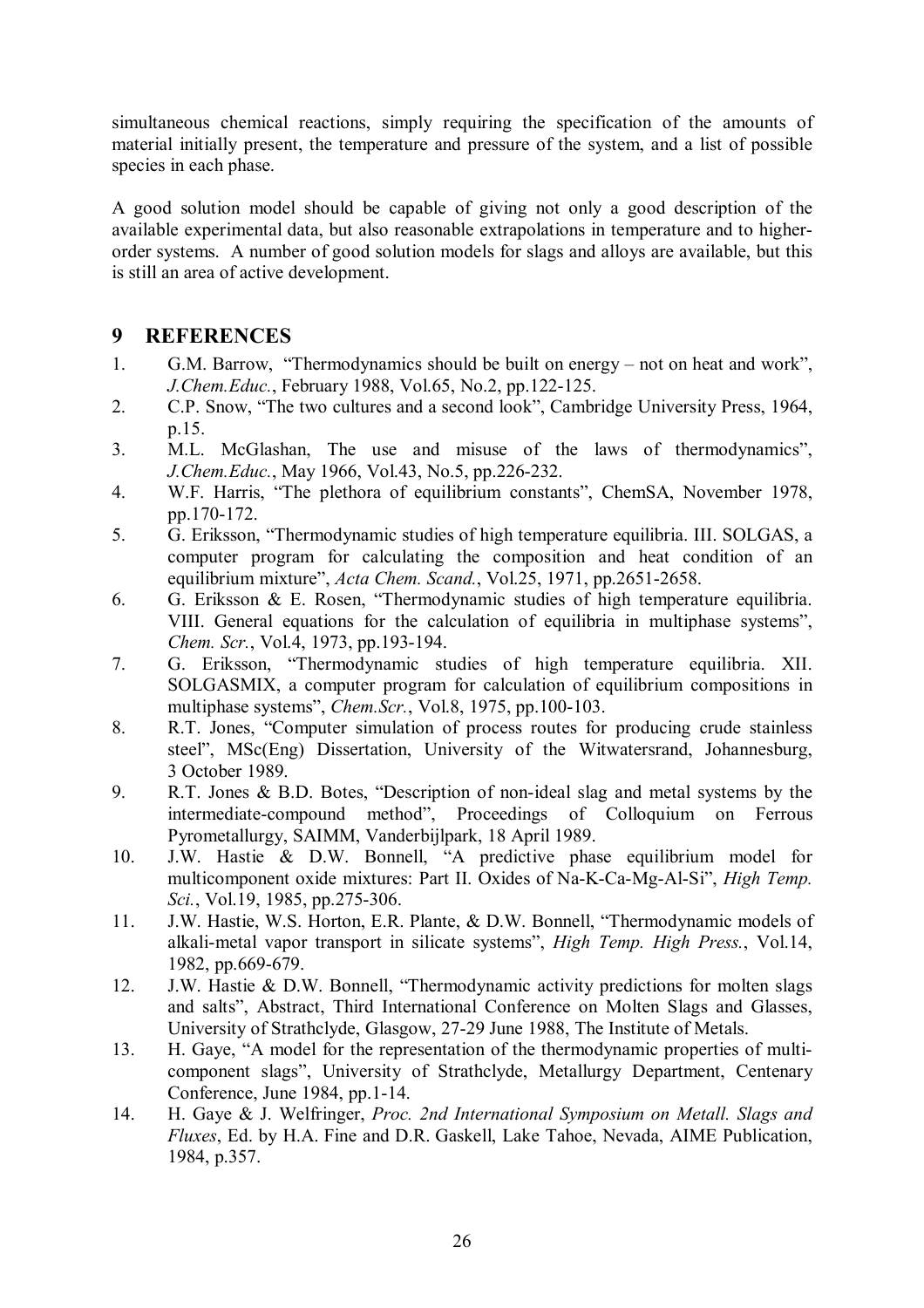simultaneous chemical reactions, simply requiring the specification of the amounts of material initially present, the temperature and pressure of the system, and a list of possible species in each phase.

A good solution model should be capable of giving not only a good description of the available experimental data, but also reasonable extrapolations in temperature and to higher-order systems. A number of good solution models for slags and alloys are available, but this is still an area of active development.

## 9 REFERENCES

1. G.M. Barrow, "Thermodynamics should be built on energy – not on heat and work", *J.Chem.Educ.*, February 1988, Vol.65, No.2, pp.122-125.
2. C.P. Snow, "The two cultures and a second look", Cambridge University Press, 1964, p.15.
3. M.L. McGlashan, The use and misuse of the laws of thermodynamics", *J.Chem.Educ.*, May 1966, Vol.43, No.5, pp.226-232.
4. W.F. Harris, "The plethora of equilibrium constants", ChemSA, November 1978, pp.170-172.
5. G. Eriksson, "Thermodynamic studies of high temperature equilibria. III. SOLGAS, a computer program for calculating the composition and heat condition of an equilibrium mixture", *Acta Chem. Scand.*, Vol.25, 1971, pp.2651-2658.
6. G. Eriksson & E. Rosen, "Thermodynamic studies of high temperature equilibria. VIII. General equations for the calculation of equilibria in multiphase systems", *Chem. Scr.*, Vol.4, 1973, pp.193-194.
7. G. Eriksson, "Thermodynamic studies of high temperature equilibria. XII. SOLGASMIX, a computer program for calculation of equilibrium compositions in multiphase systems", *Chem.Scr.*, Vol.8, 1975, pp.100-103.
8. R.T. Jones, "Computer simulation of process routes for producing crude stainless steel", MSc(Eng) Dissertation, University of the Witwatersrand, Johannesburg, 3 October 1989.
9. R.T. Jones & B.D. Botes, "Description of non-ideal slag and metal systems by the intermediate-compound method", Proceedings of Colloquium on Ferrous Pyrometallurgy, SAIMM, Vanderbijlpark, 18 April 1989.
10. J.W. Hastie & D.W. Bonnell, "A predictive phase equilibrium model for multicomponent oxide mixtures: Part II. Oxides of Na-K-Ca-Mg-Al-Si", *High Temp. Sci.*, Vol.19, 1985, pp.275-306.
11. J.W. Hastie, W.S. Horton, E.R. Plante, & D.W. Bonnell, "Thermodynamic models of alkali-metal vapor transport in silicate systems", *High Temp. High Press.*, Vol.14, 1982, pp.669-679.
12. J.W. Hastie & D.W. Bonnell, "Thermodynamic activity predictions for molten slags and salts", Abstract, Third International Conference on Molten Slags and Glasses, University of Strathclyde, Glasgow, 27-29 June 1988, The Institute of Metals.
13. H. Gaye, "A model for the representation of the thermodynamic properties of multi-component slags", University of Strathclyde, Metallurgy Department, Centenary Conference, June 1984, pp.1-14.
14. H. Gaye & J. Welfringer, *Proc. 2nd International Symposium on Metall. Slags and Fluxes*, Ed. by H.A. Fine and D.R. Gaskell, Lake Tahoe, Nevada, AIME Publication, 1984, p.357.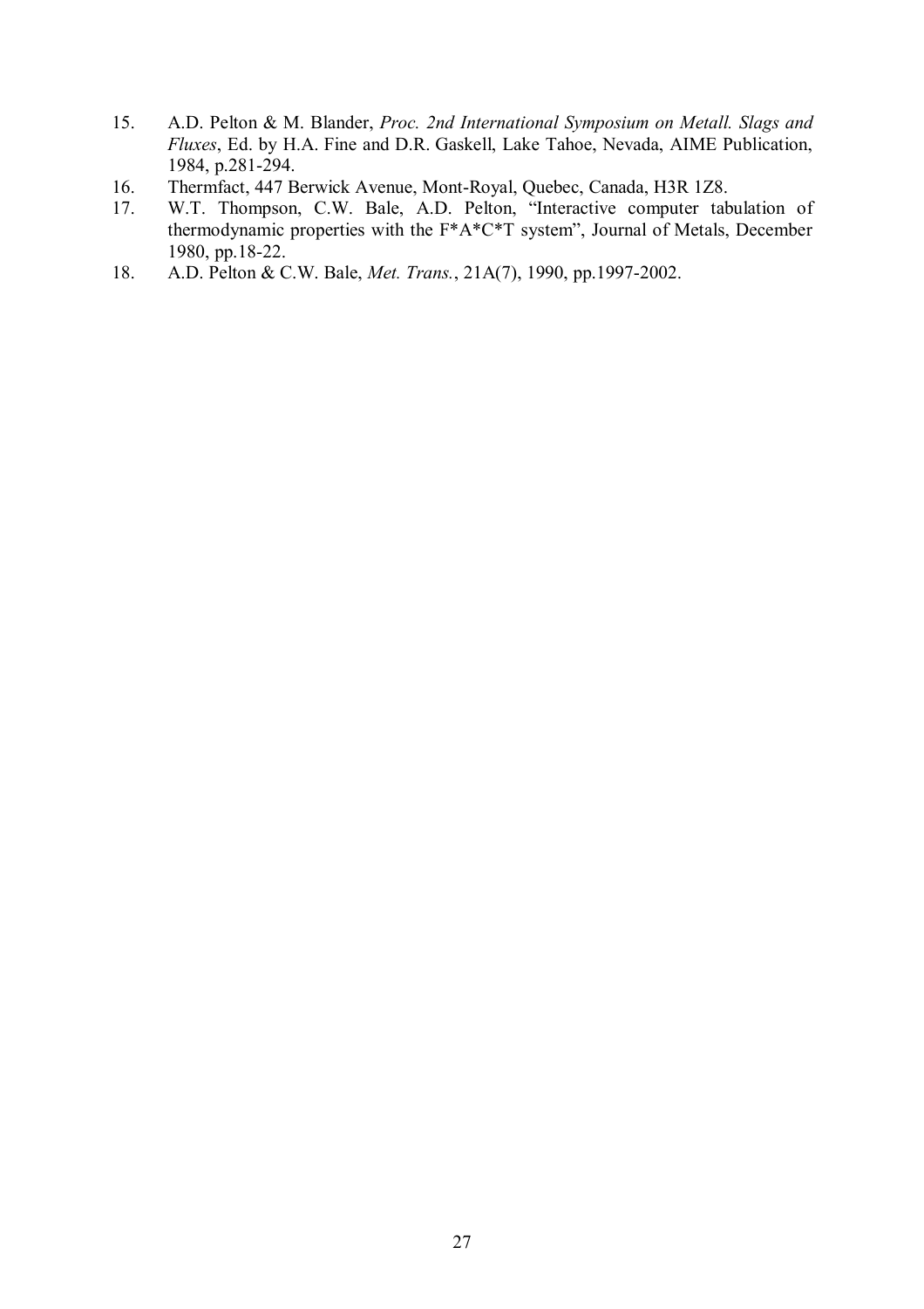15. A.D. Pelton & M. Blander, *Proc. 2nd International Symposium on Metall. Slags and Fluxes*, Ed. by H.A. Fine and D.R. Gaskell, Lake Tahoe, Nevada, AIME Publication, 1984, p.281-294.
16. Thermfact, 447 Berwick Avenue, Mont-Royal, Quebec, Canada, H3R 1Z8.
17. W.T. Thompson, C.W. Bale, A.D. Pelton, "Interactive computer tabulation of thermodynamic properties with the F*A*C*T system", Journal of Metals, December 1980, pp.18-22.
18. A.D. Pelton & C.W. Bale, *Met. Trans.*, 21A(7), 1990, pp.1997-2002.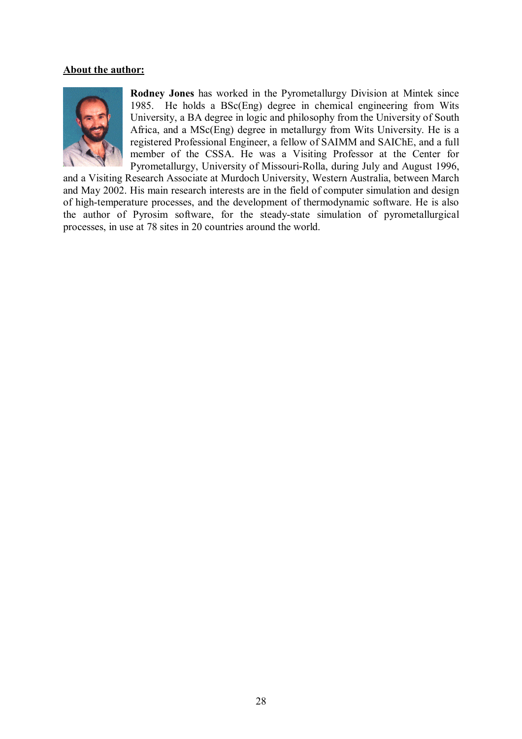**About the author:**

**Rodney Jones** has worked in the Pyrometallurgy Division at Mintek since 1985. He holds a BSc(Eng) degree in chemical engineering from Wits University, a BA degree in logic and philosophy from the University of South Africa, and a MSc(Eng) degree in metallurgy from Wits University. He is a registered Professional Engineer, a fellow of SAIMM and SAIChE, and a full member of the CSSA. He was a Visiting Professor at the Center for Pyrometallurgy, University of Missouri-Rolla, during July and August 1996, and a Visiting Research Associate at Murdoch University, Western Australia, between March and May 2002. His main research interests are in the field of computer simulation and design of high-temperature processes, and the development of thermodynamic software. He is also the author of Pyrosim software, for the steady-state simulation of pyrometallurgical processes, in use at 78 sites in 20 countries around the world.